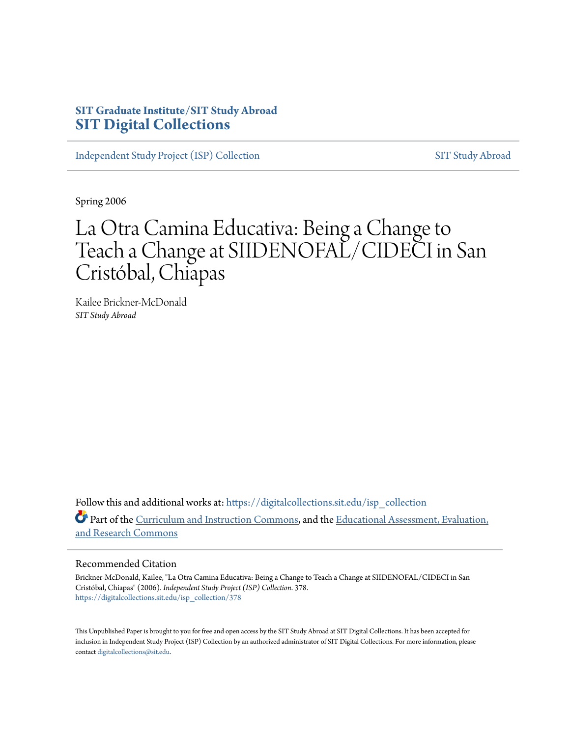SIT Graduate Institute/SIT Study Abroad
**SIT Digital Collections**

Independent Study Project (ISP) Collection | SIT Study Abroad

Spring 2006

# La Otra Camina Educativa: Being a Change to Teach a Change at SIIDENOFAL/CIDECI in San Cristóbal, Chiapas

Kailee Brickner-McDonald
*SIT Study Abroad*

Follow this and additional works at: https://digitalcollections.sit.edu/isp_collection

Part of the Curriculum and Instruction Commons, and the Educational Assessment, Evaluation, and Research Commons

## Recommended Citation

Brickner-McDonald, Kailee, "La Otra Camina Educativa: Being a Change to Teach a Change at SIIDENOFAL/CIDECI in San Cristóbal, Chiapas" (2006). *Independent Study Project (ISP) Collection*. 378.
https://digitalcollections.sit.edu/isp_collection/378

This Unpublished Paper is brought to you for free and open access by the SIT Study Abroad at SIT Digital Collections. It has been accepted for inclusion in Independent Study Project (ISP) Collection by an authorized administrator of SIT Digital Collections. For more information, please contact digitalcollections@sit.edu.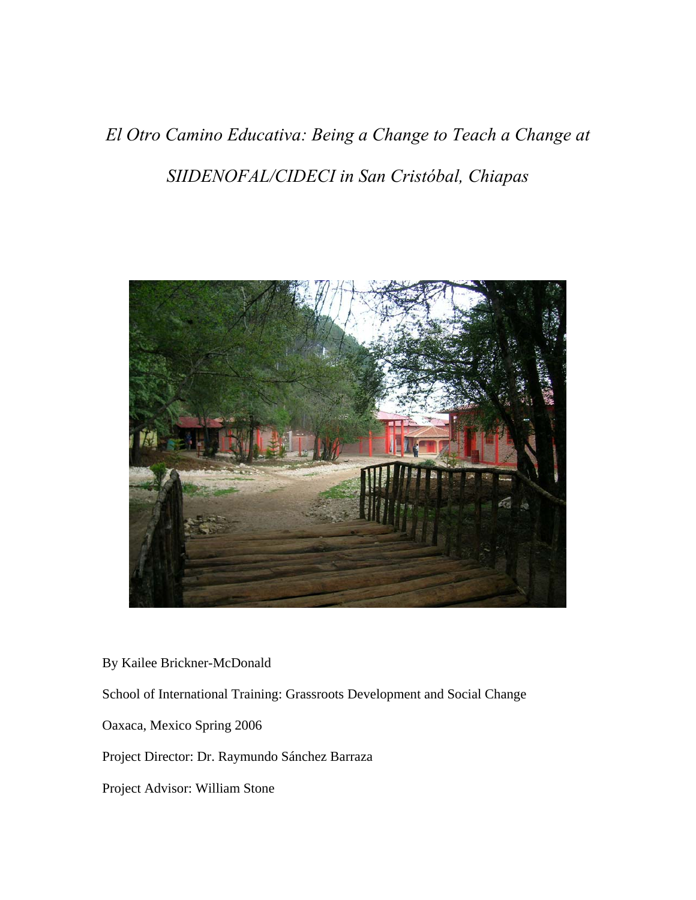*El Otro Camino Educativa: Being a Change to Teach a Change at SIIDENOFAL/CIDECI in San Cristóbal, Chiapas*

By Kailee Brickner-McDonald

School of International Training: Grassroots Development and Social Change

Oaxaca, Mexico Spring 2006

Project Director: Dr. Raymundo Sánchez Barraza

Project Advisor: William Stone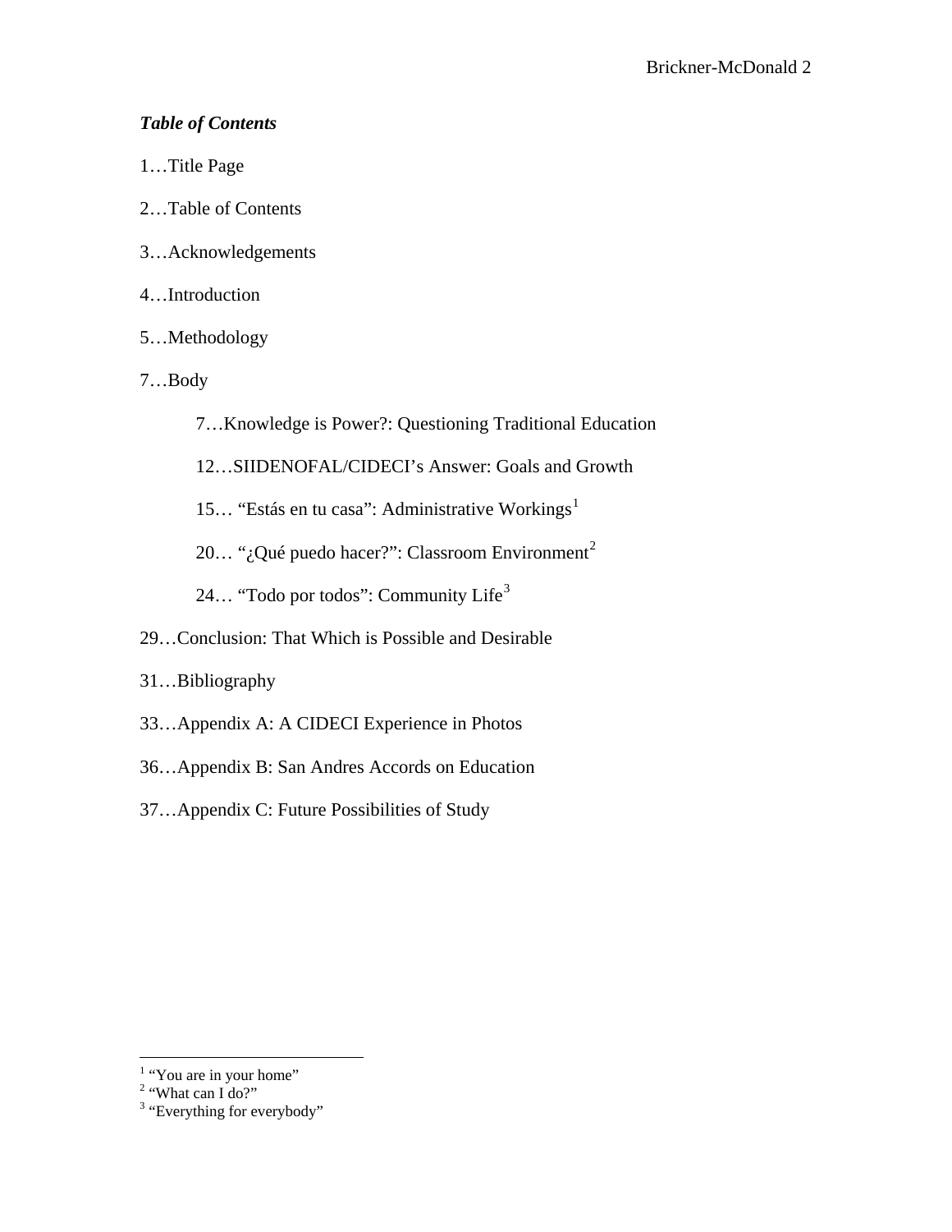*Table of Contents*

1…Title Page

2…Table of Contents

3…Acknowledgements

4…Introduction

5…Methodology

7…Body

> 7…Knowledge is Power?: Questioning Traditional Education
>
> 12…SIIDENOFAL/CIDECI's Answer: Goals and Growth
>
> 15… "Estás en tu casa": Administrative Workings[1]
>
> 20… "¿Qué puedo hacer?": Classroom Environment[2]
>
> 24… "Todo por todos": Community Life[3]

29…Conclusion: That Which is Possible and Desirable

31…Bibliography

33…Appendix A: A CIDECI Experience in Photos

36…Appendix B: San Andres Accords on Education

37…Appendix C: Future Possibilities of Study

---

[1] "You are in your home"
[2] "What can I do?"
[3] "Everything for everybody"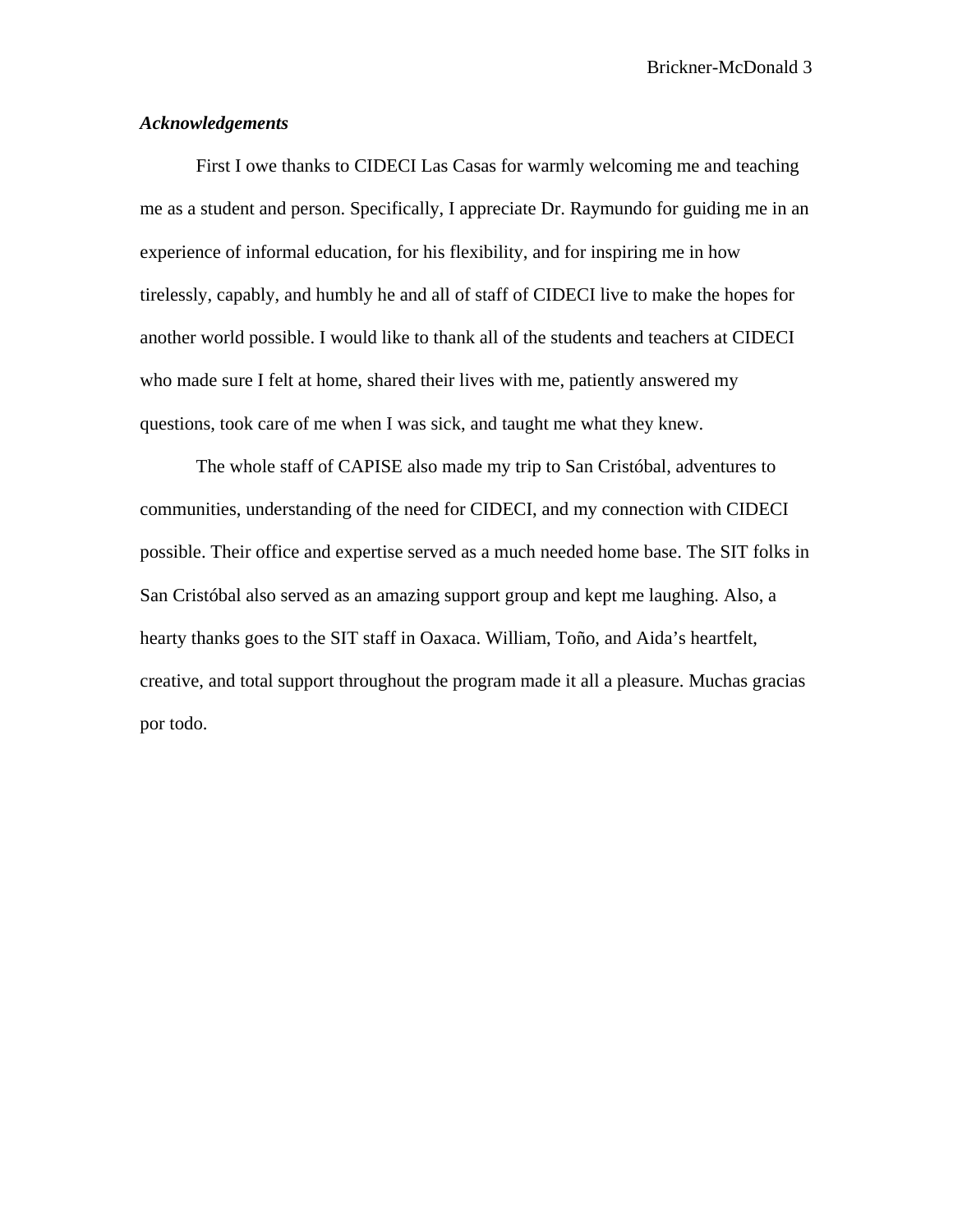***Acknowledgements***

First I owe thanks to CIDECI Las Casas for warmly welcoming me and teaching me as a student and person. Specifically, I appreciate Dr. Raymundo for guiding me in an experience of informal education, for his flexibility, and for inspiring me in how tirelessly, capably, and humbly he and all of staff of CIDECI live to make the hopes for another world possible. I would like to thank all of the students and teachers at CIDECI who made sure I felt at home, shared their lives with me, patiently answered my questions, took care of me when I was sick, and taught me what they knew.

The whole staff of CAPISE also made my trip to San Cristóbal, adventures to communities, understanding of the need for CIDECI, and my connection with CIDECI possible. Their office and expertise served as a much needed home base. The SIT folks in San Cristóbal also served as an amazing support group and kept me laughing. Also, a hearty thanks goes to the SIT staff in Oaxaca. William, Toño, and Aida's heartfelt, creative, and total support throughout the program made it all a pleasure. Muchas gracias por todo.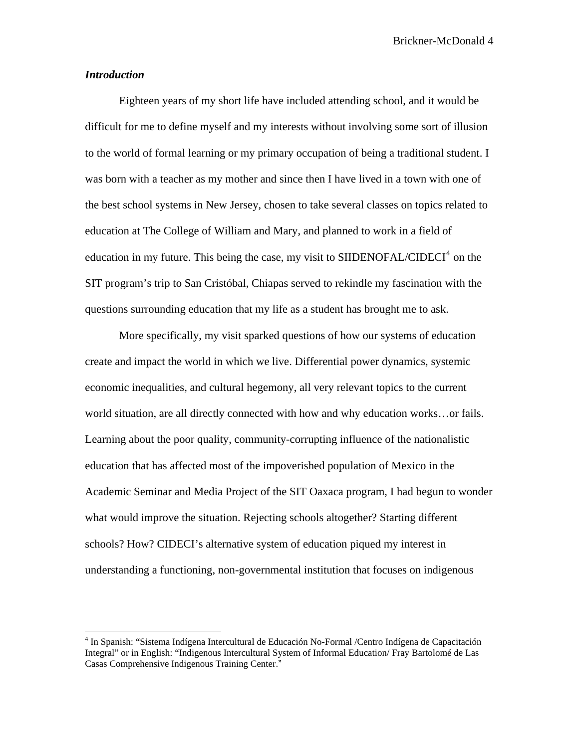### *Introduction*

Eighteen years of my short life have included attending school, and it would be difficult for me to define myself and my interests without involving some sort of illusion to the world of formal learning or my primary occupation of being a traditional student. I was born with a teacher as my mother and since then I have lived in a town with one of the best school systems in New Jersey, chosen to take several classes on topics related to education at The College of William and Mary, and planned to work in a field of education in my future. This being the case, my visit to SIIDENOFAL/CIDECI[4] on the SIT program's trip to San Cristóbal, Chiapas served to rekindle my fascination with the questions surrounding education that my life as a student has brought me to ask.

More specifically, my visit sparked questions of how our systems of education create and impact the world in which we live. Differential power dynamics, systemic economic inequalities, and cultural hegemony, all very relevant topics to the current world situation, are all directly connected with how and why education works…or fails. Learning about the poor quality, community-corrupting influence of the nationalistic education that has affected most of the impoverished population of Mexico in the Academic Seminar and Media Project of the SIT Oaxaca program, I had begun to wonder what would improve the situation. Rejecting schools altogether? Starting different schools? How? CIDECI's alternative system of education piqued my interest in understanding a functioning, non-governmental institution that focuses on indigenous

---

[4] In Spanish: "Sistema Indígena Intercultural de Educación No-Formal /Centro Indígena de Capacitación Integral" or in English: "Indigenous Intercultural System of Informal Education/ Fray Bartolomé de Las Casas Comprehensive Indigenous Training Center."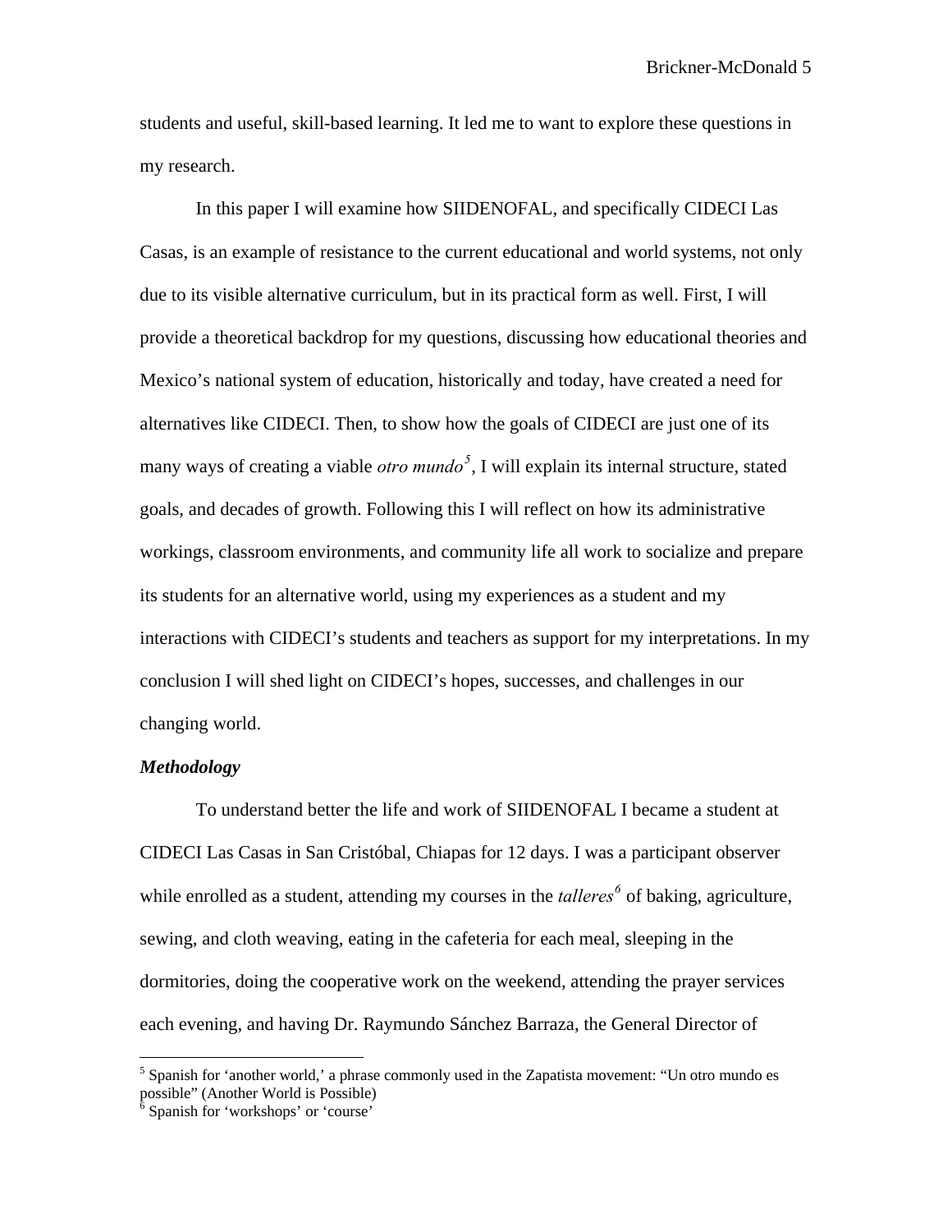students and useful, skill-based learning. It led me to want to explore these questions in my research.

In this paper I will examine how SIIDENOFAL, and specifically CIDECI Las Casas, is an example of resistance to the current educational and world systems, not only due to its visible alternative curriculum, but in its practical form as well. First, I will provide a theoretical backdrop for my questions, discussing how educational theories and Mexico's national system of education, historically and today, have created a need for alternatives like CIDECI. Then, to show how the goals of CIDECI are just one of its many ways of creating a viable *otro mundo*[5], I will explain its internal structure, stated goals, and decades of growth. Following this I will reflect on how its administrative workings, classroom environments, and community life all work to socialize and prepare its students for an alternative world, using my experiences as a student and my interactions with CIDECI's students and teachers as support for my interpretations. In my conclusion I will shed light on CIDECI's hopes, successes, and challenges in our changing world.

***Methodology***

To understand better the life and work of SIIDENOFAL I became a student at CIDECI Las Casas in San Cristóbal, Chiapas for 12 days. I was a participant observer while enrolled as a student, attending my courses in the *talleres*[6] of baking, agriculture, sewing, and cloth weaving, eating in the cafeteria for each meal, sleeping in the dormitories, doing the cooperative work on the weekend, attending the prayer services each evening, and having Dr. Raymundo Sánchez Barraza, the General Director of

---

[5] Spanish for 'another world,' a phrase commonly used in the Zapatista movement: "Un otro mundo es possible" (Another World is Possible)

[6] Spanish for 'workshops' or 'course'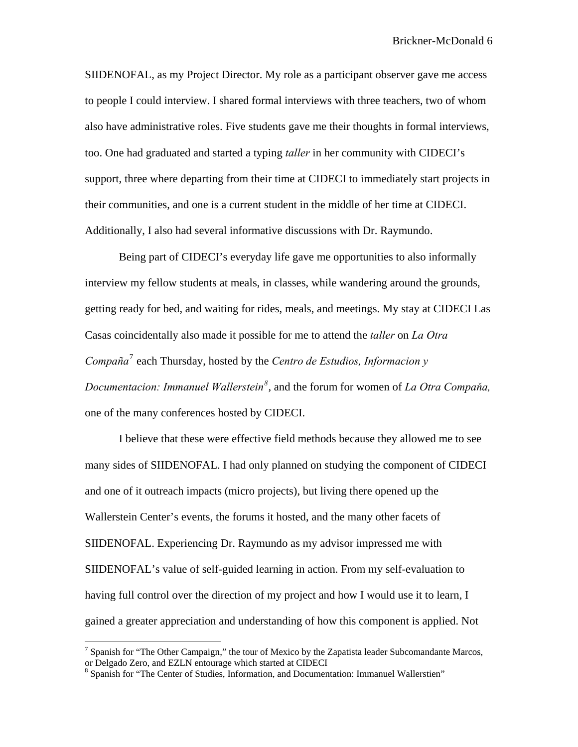SIIDENOFAL, as my Project Director. My role as a participant observer gave me access to people I could interview. I shared formal interviews with three teachers, two of whom also have administrative roles. Five students gave me their thoughts in formal interviews, too. One had graduated and started a typing *taller* in her community with CIDECI's support, three where departing from their time at CIDECI to immediately start projects in their communities, and one is a current student in the middle of her time at CIDECI. Additionally, I also had several informative discussions with Dr. Raymundo.

Being part of CIDECI's everyday life gave me opportunities to also informally interview my fellow students at meals, in classes, while wandering around the grounds, getting ready for bed, and waiting for rides, meals, and meetings. My stay at CIDECI Las Casas coincidentally also made it possible for me to attend the *taller* on *La Otra Compaña*[7] each Thursday, hosted by the *Centro de Estudios, Informacion y Documentacion: Immanuel Wallerstein*[8], and the forum for women of *La Otra Compaňa,* one of the many conferences hosted by CIDECI.

I believe that these were effective field methods because they allowed me to see many sides of SIIDENOFAL. I had only planned on studying the component of CIDECI and one of it outreach impacts (micro projects), but living there opened up the Wallerstein Center's events, the forums it hosted, and the many other facets of SIIDENOFAL. Experiencing Dr. Raymundo as my advisor impressed me with SIIDENOFAL's value of self-guided learning in action. From my self-evaluation to having full control over the direction of my project and how I would use it to learn, I gained a greater appreciation and understanding of how this component is applied. Not

---

[7] Spanish for "The Other Campaign," the tour of Mexico by the Zapatista leader Subcomandante Marcos, or Delgado Zero, and EZLN entourage which started at CIDECI

[8] Spanish for "The Center of Studies, Information, and Documentation: Immanuel Wallerstien"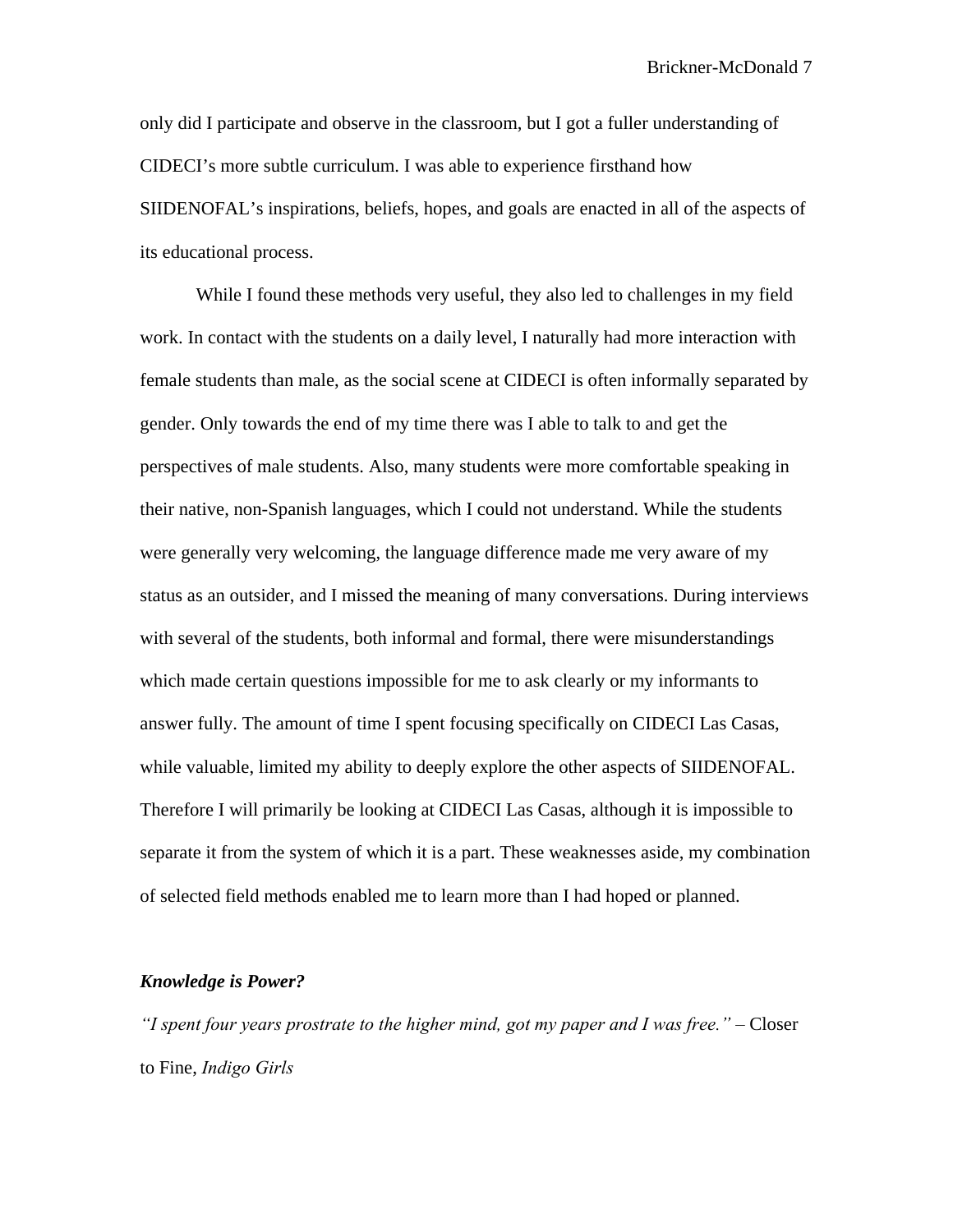only did I participate and observe in the classroom, but I got a fuller understanding of CIDECI's more subtle curriculum. I was able to experience firsthand how SIIDENOFAL's inspirations, beliefs, hopes, and goals are enacted in all of the aspects of its educational process.

While I found these methods very useful, they also led to challenges in my field work. In contact with the students on a daily level, I naturally had more interaction with female students than male, as the social scene at CIDECI is often informally separated by gender. Only towards the end of my time there was I able to talk to and get the perspectives of male students. Also, many students were more comfortable speaking in their native, non-Spanish languages, which I could not understand. While the students were generally very welcoming, the language difference made me very aware of my status as an outsider, and I missed the meaning of many conversations. During interviews with several of the students, both informal and formal, there were misunderstandings which made certain questions impossible for me to ask clearly or my informants to answer fully. The amount of time I spent focusing specifically on CIDECI Las Casas, while valuable, limited my ability to deeply explore the other aspects of SIIDENOFAL. Therefore I will primarily be looking at CIDECI Las Casas, although it is impossible to separate it from the system of which it is a part. These weaknesses aside, my combination of selected field methods enabled me to learn more than I had hoped or planned.

### *Knowledge is Power?*

*"I spent four years prostrate to the higher mind, got my paper and I was free."* – Closer to Fine, *Indigo Girls*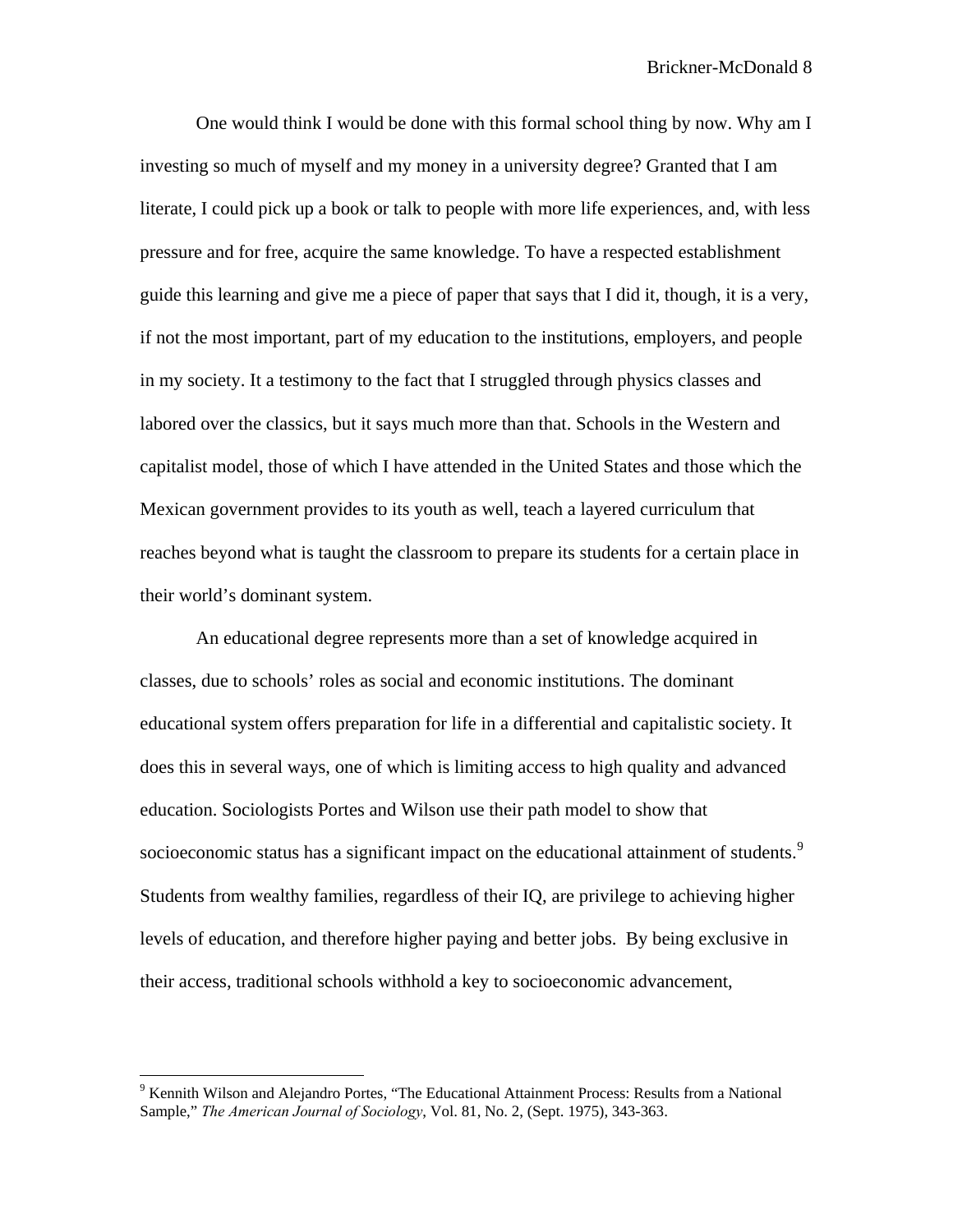One would think I would be done with this formal school thing by now. Why am I investing so much of myself and my money in a university degree? Granted that I am literate, I could pick up a book or talk to people with more life experiences, and, with less pressure and for free, acquire the same knowledge. To have a respected establishment guide this learning and give me a piece of paper that says that I did it, though, it is a very, if not the most important, part of my education to the institutions, employers, and people in my society. It a testimony to the fact that I struggled through physics classes and labored over the classics, but it says much more than that. Schools in the Western and capitalist model, those of which I have attended in the United States and those which the Mexican government provides to its youth as well, teach a layered curriculum that reaches beyond what is taught the classroom to prepare its students for a certain place in their world's dominant system.

An educational degree represents more than a set of knowledge acquired in classes, due to schools' roles as social and economic institutions. The dominant educational system offers preparation for life in a differential and capitalistic society. It does this in several ways, one of which is limiting access to high quality and advanced education. Sociologists Portes and Wilson use their path model to show that socioeconomic status has a significant impact on the educational attainment of students.[9] Students from wealthy families, regardless of their IQ, are privilege to achieving higher levels of education, and therefore higher paying and better jobs. By being exclusive in their access, traditional schools withhold a key to socioeconomic advancement,

---

[9] Kennith Wilson and Alejandro Portes, "The Educational Attainment Process: Results from a National Sample," *The American Journal of Sociology*, Vol. 81, No. 2, (Sept. 1975), 343-363.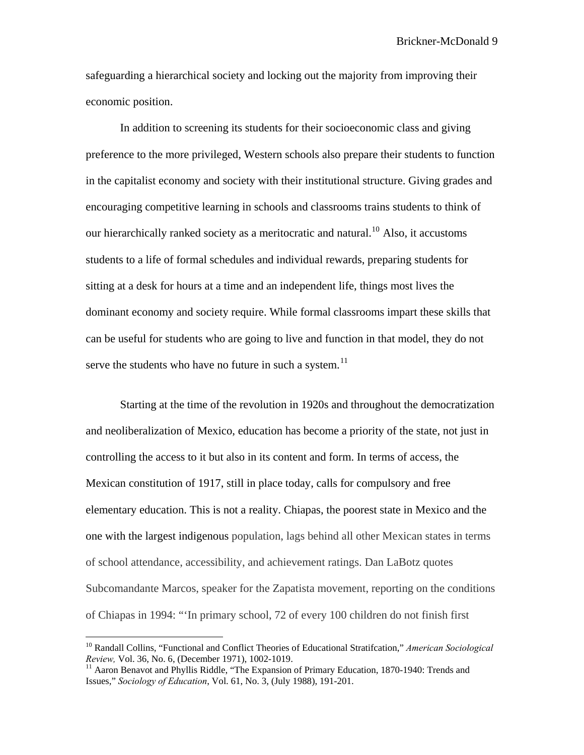safeguarding a hierarchical society and locking out the majority from improving their economic position.

In addition to screening its students for their socioeconomic class and giving preference to the more privileged, Western schools also prepare their students to function in the capitalist economy and society with their institutional structure. Giving grades and encouraging competitive learning in schools and classrooms trains students to think of our hierarchically ranked society as a meritocratic and natural.[10] Also, it accustoms students to a life of formal schedules and individual rewards, preparing students for sitting at a desk for hours at a time and an independent life, things most lives the dominant economy and society require. While formal classrooms impart these skills that can be useful for students who are going to live and function in that model, they do not serve the students who have no future in such a system.[11]

Starting at the time of the revolution in 1920s and throughout the democratization and neoliberalization of Mexico, education has become a priority of the state, not just in controlling the access to it but also in its content and form. In terms of access, the Mexican constitution of 1917, still in place today, calls for compulsory and free elementary education. This is not a reality. Chiapas, the poorest state in Mexico and the one with the largest indigenous population, lags behind all other Mexican states in terms of school attendance, accessibility, and achievement ratings. Dan LaBotz quotes Subcomandante Marcos, speaker for the Zapatista movement, reporting on the conditions of Chiapas in 1994: "'In primary school, 72 of every 100 children do not finish first

---

[10] Randall Collins, "Functional and Conflict Theories of Educational Stratifcation," *American Sociological Review,* Vol. 36, No. 6, (December 1971), 1002-1019.

[11] Aaron Benavot and Phyllis Riddle, "The Expansion of Primary Education, 1870-1940: Trends and Issues," *Sociology of Education*, Vol. 61, No. 3, (July 1988), 191-201.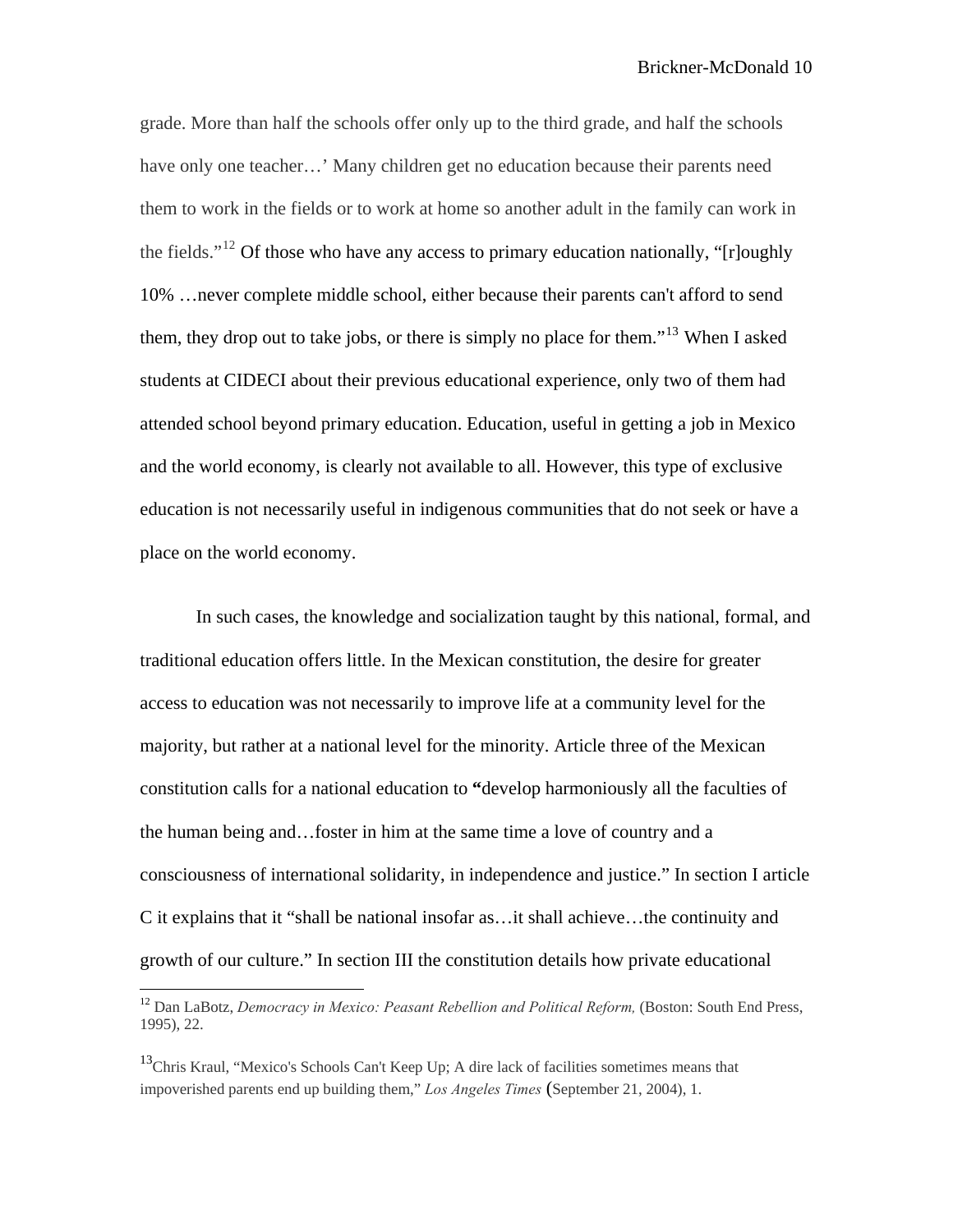grade. More than half the schools offer only up to the third grade, and half the schools have only one teacher…' Many children get no education because their parents need them to work in the fields or to work at home so another adult in the family can work in the fields."[12] Of those who have any access to primary education nationally, "[r]oughly 10% …never complete middle school, either because their parents can't afford to send them, they drop out to take jobs, or there is simply no place for them."[13] When I asked students at CIDECI about their previous educational experience, only two of them had attended school beyond primary education. Education, useful in getting a job in Mexico and the world economy, is clearly not available to all. However, this type of exclusive education is not necessarily useful in indigenous communities that do not seek or have a place on the world economy.

In such cases, the knowledge and socialization taught by this national, formal, and traditional education offers little. In the Mexican constitution, the desire for greater access to education was not necessarily to improve life at a community level for the majority, but rather at a national level for the minority. Article three of the Mexican constitution calls for a national education to **"**develop harmoniously all the faculties of the human being and…foster in him at the same time a love of country and a consciousness of international solidarity, in independence and justice." In section I article C it explains that it "shall be national insofar as…it shall achieve…the continuity and growth of our culture." In section III the constitution details how private educational

---

[12] Dan LaBotz, *Democracy in Mexico: Peasant Rebellion and Political Reform,* (Boston: South End Press, 1995), 22.

[13] Chris Kraul, "Mexico's Schools Can't Keep Up; A dire lack of facilities sometimes means that impoverished parents end up building them," *Los Angeles Times* (September 21, 2004), 1.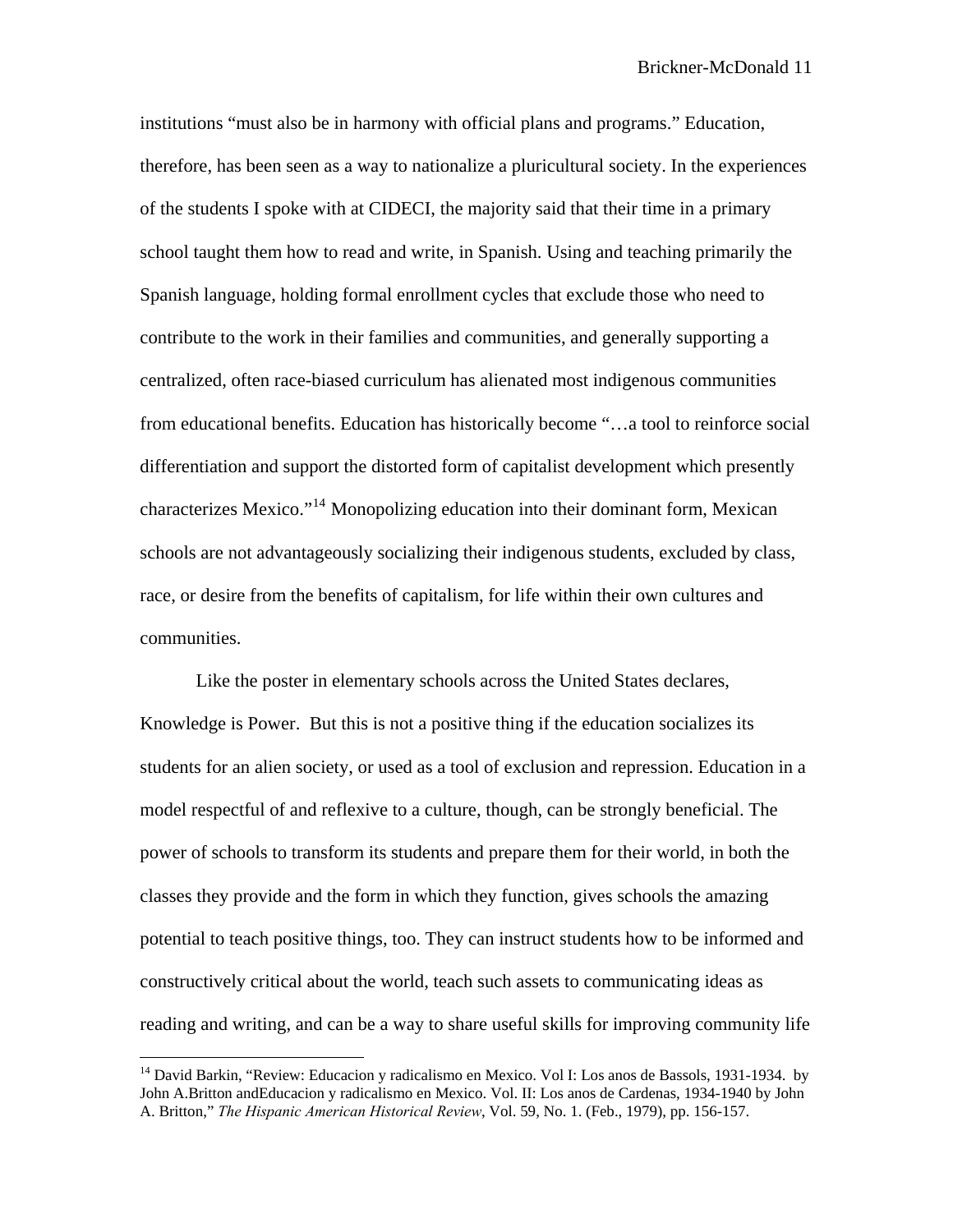institutions "must also be in harmony with official plans and programs." Education, therefore, has been seen as a way to nationalize a pluricultural society. In the experiences of the students I spoke with at CIDECI, the majority said that their time in a primary school taught them how to read and write, in Spanish. Using and teaching primarily the Spanish language, holding formal enrollment cycles that exclude those who need to contribute to the work in their families and communities, and generally supporting a centralized, often race-biased curriculum has alienated most indigenous communities from educational benefits. Education has historically become "…a tool to reinforce social differentiation and support the distorted form of capitalist development which presently characterizes Mexico."[14] Monopolizing education into their dominant form, Mexican schools are not advantageously socializing their indigenous students, excluded by class, race, or desire from the benefits of capitalism, for life within their own cultures and communities.

Like the poster in elementary schools across the United States declares, Knowledge is Power. But this is not a positive thing if the education socializes its students for an alien society, or used as a tool of exclusion and repression. Education in a model respectful of and reflexive to a culture, though, can be strongly beneficial. The power of schools to transform its students and prepare them for their world, in both the classes they provide and the form in which they function, gives schools the amazing potential to teach positive things, too. They can instruct students how to be informed and constructively critical about the world, teach such assets to communicating ideas as reading and writing, and can be a way to share useful skills for improving community life

---

[14] David Barkin, "Review: Educacion y radicalismo en Mexico. Vol I: Los anos de Bassols, 1931-1934. by John A.Britton andEducacion y radicalismo en Mexico. Vol. II: Los anos de Cardenas, 1934-1940 by John A. Britton," *The Hispanic American Historical Review*, Vol. 59, No. 1. (Feb., 1979), pp. 156-157.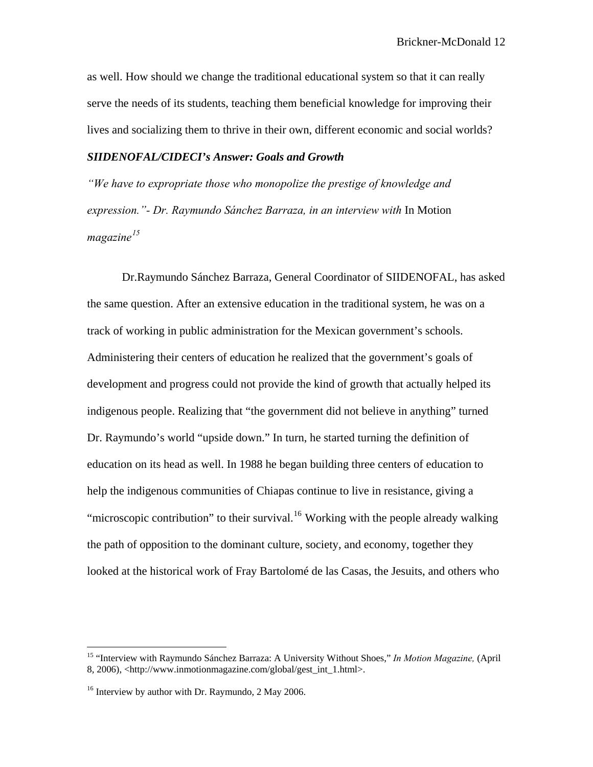as well. How should we change the traditional educational system so that it can really serve the needs of its students, teaching them beneficial knowledge for improving their lives and socializing them to thrive in their own, different economic and social worlds?

### *SIIDENOFAL/CIDECI's Answer: Goals and Growth*

*"We have to expropriate those who monopolize the prestige of knowledge and expression."- Dr. Raymundo Sánchez Barraza, in an interview with* In Motion *magazine*[15]

Dr.Raymundo Sánchez Barraza, General Coordinator of SIIDENOFAL, has asked the same question. After an extensive education in the traditional system, he was on a track of working in public administration for the Mexican government's schools. Administering their centers of education he realized that the government's goals of development and progress could not provide the kind of growth that actually helped its indigenous people. Realizing that "the government did not believe in anything" turned Dr. Raymundo's world "upside down." In turn, he started turning the definition of education on its head as well. In 1988 he began building three centers of education to help the indigenous communities of Chiapas continue to live in resistance, giving a "microscopic contribution" to their survival.[16] Working with the people already walking the path of opposition to the dominant culture, society, and economy, together they looked at the historical work of Fray Bartolomé de las Casas, the Jesuits, and others who

---

[15] "Interview with Raymundo Sánchez Barraza: A University Without Shoes," *In Motion Magazine,* (April 8, 2006), <http://www.inmotionmagazine.com/global/gest_int_1.html>.

[16] Interview by author with Dr. Raymundo, 2 May 2006.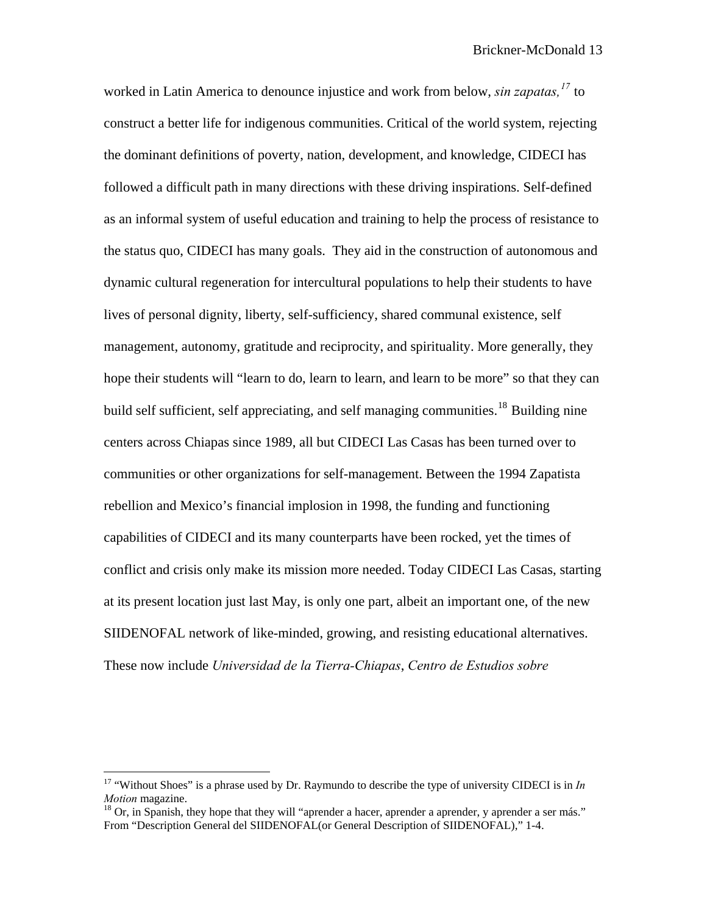worked in Latin America to denounce injustice and work from below, *sin zapatas,*[17] to construct a better life for indigenous communities. Critical of the world system, rejecting the dominant definitions of poverty, nation, development, and knowledge, CIDECI has followed a difficult path in many directions with these driving inspirations. Self-defined as an informal system of useful education and training to help the process of resistance to the status quo, CIDECI has many goals. They aid in the construction of autonomous and dynamic cultural regeneration for intercultural populations to help their students to have lives of personal dignity, liberty, self-sufficiency, shared communal existence, self management, autonomy, gratitude and reciprocity, and spirituality. More generally, they hope their students will "learn to do, learn to learn, and learn to be more" so that they can build self sufficient, self appreciating, and self managing communities.[18] Building nine centers across Chiapas since 1989, all but CIDECI Las Casas has been turned over to communities or other organizations for self-management. Between the 1994 Zapatista rebellion and Mexico's financial implosion in 1998, the funding and functioning capabilities of CIDECI and its many counterparts have been rocked, yet the times of conflict and crisis only make its mission more needed. Today CIDECI Las Casas, starting at its present location just last May, is only one part, albeit an important one, of the new SIIDENOFAL network of like-minded, growing, and resisting educational alternatives. These now include *Universidad de la Tierra-Chiapas*, *Centro de Estudios sobre*

---

[17] "Without Shoes" is a phrase used by Dr. Raymundo to describe the type of university CIDECI is in *In Motion* magazine.

[18] Or, in Spanish, they hope that they will "aprender a hacer, aprender a aprender, y aprender a ser más." From "Description General del SIIDENOFAL(or General Description of SIIDENOFAL)," 1-4.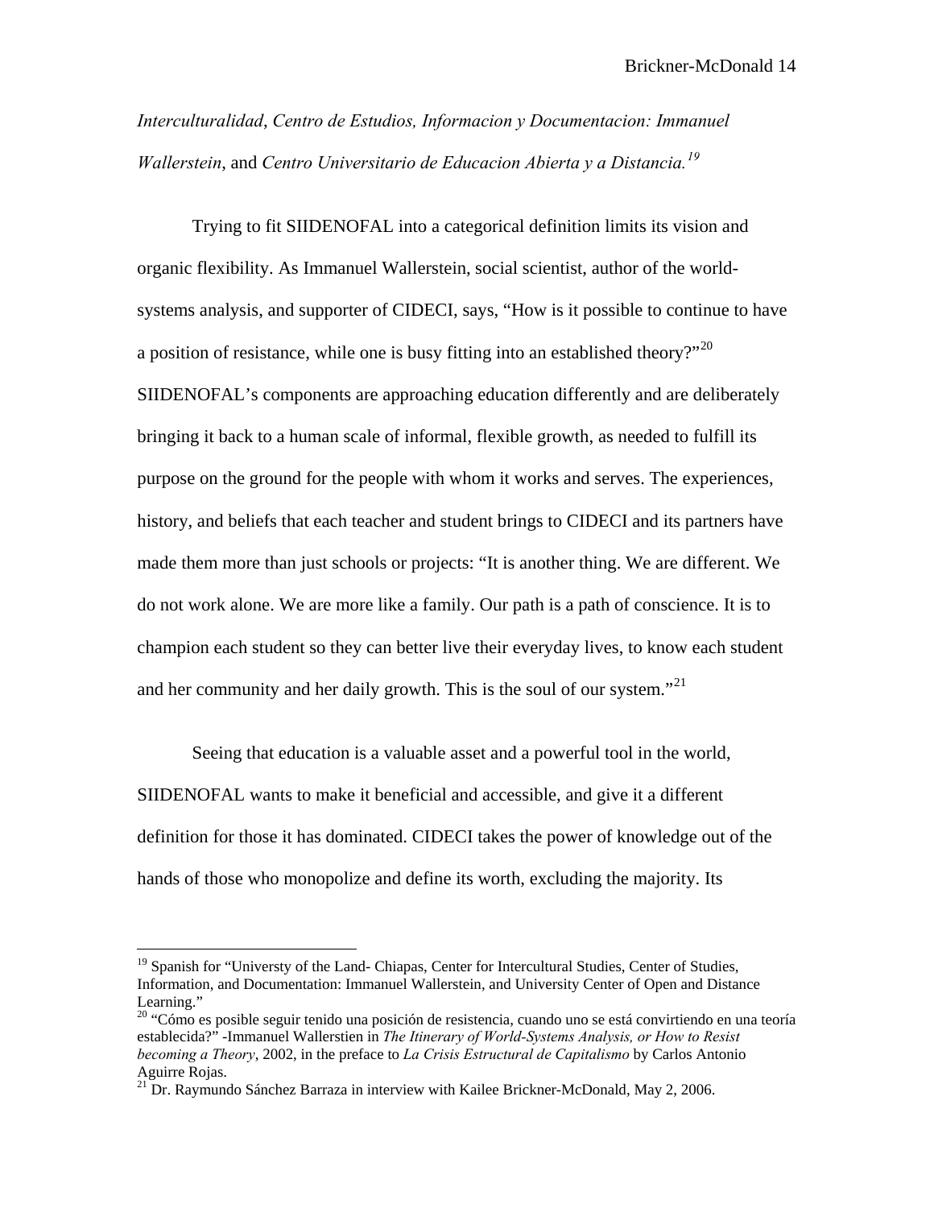*Interculturalidad*, *Centro de Estudios, Informacion y Documentacion: Immanuel Wallerstein*, and *Centro Universitario de Educacion Abierta y a Distancia.*[19]

Trying to fit SIIDENOFAL into a categorical definition limits its vision and organic flexibility. As Immanuel Wallerstein, social scientist, author of the world-systems analysis, and supporter of CIDECI, says, "How is it possible to continue to have a position of resistance, while one is busy fitting into an established theory?"[20] SIIDENOFAL's components are approaching education differently and are deliberately bringing it back to a human scale of informal, flexible growth, as needed to fulfill its purpose on the ground for the people with whom it works and serves. The experiences, history, and beliefs that each teacher and student brings to CIDECI and its partners have made them more than just schools or projects: "It is another thing. We are different. We do not work alone. We are more like a family. Our path is a path of conscience. It is to champion each student so they can better live their everyday lives, to know each student and her community and her daily growth. This is the soul of our system."[21]

Seeing that education is a valuable asset and a powerful tool in the world, SIIDENOFAL wants to make it beneficial and accessible, and give it a different definition for those it has dominated. CIDECI takes the power of knowledge out of the hands of those who monopolize and define its worth, excluding the majority. Its

---

[19] Spanish for "Universty of the Land- Chiapas, Center for Intercultural Studies, Center of Studies, Information, and Documentation: Immanuel Wallerstein, and University Center of Open and Distance Learning."

[20] "Cómo es posible seguir tenido una posición de resistencia, cuando uno se está convirtiendo en una teoría establecida?" -Immanuel Wallerstien in *The Itinerary of World-Systems Analysis, or How to Resist becoming a Theory*, 2002, in the preface to *La Crisis Estructural de Capitalismo* by Carlos Antonio Aguirre Rojas.

[21] Dr. Raymundo Sánchez Barraza in interview with Kailee Brickner-McDonald, May 2, 2006.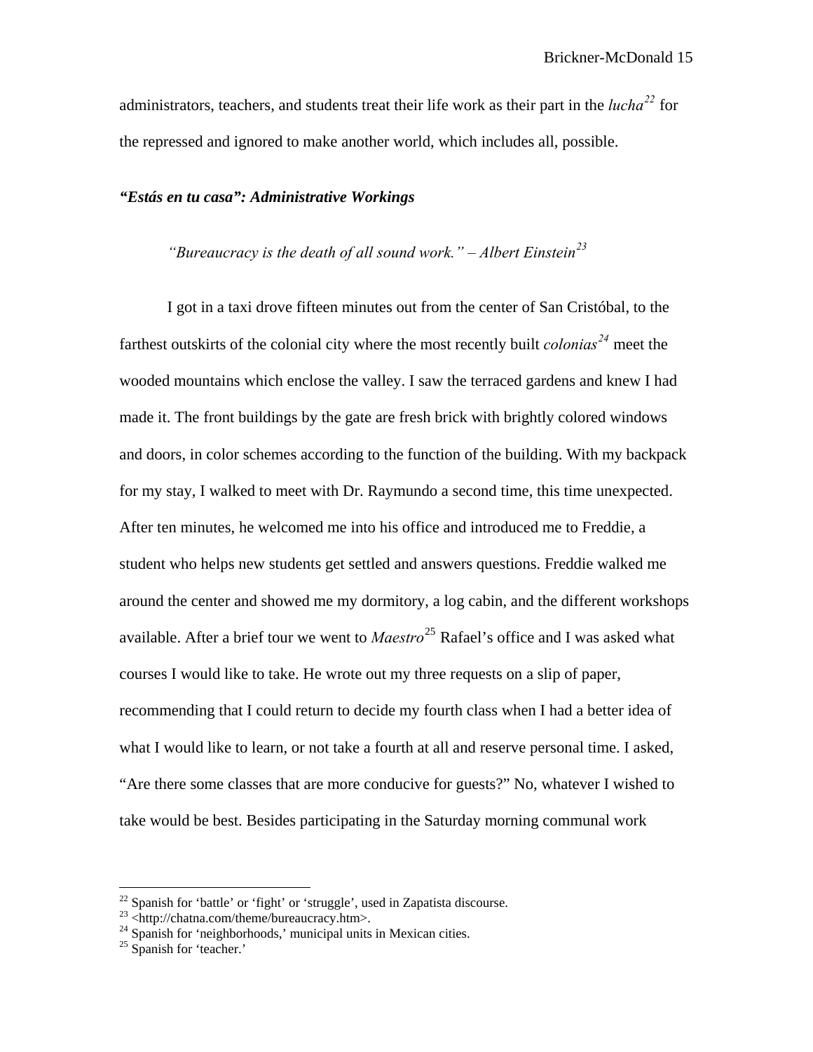administrators, teachers, and students treat their life work as their part in the *lucha*[22] for the repressed and ignored to make another world, which includes all, possible.

***"Estás en tu casa": Administrative Workings***

*"Bureaucracy is the death of all sound work." – Albert Einstein*[23]

I got in a taxi drove fifteen minutes out from the center of San Cristóbal, to the farthest outskirts of the colonial city where the most recently built *colonias*[24] meet the wooded mountains which enclose the valley. I saw the terraced gardens and knew I had made it. The front buildings by the gate are fresh brick with brightly colored windows and doors, in color schemes according to the function of the building. With my backpack for my stay, I walked to meet with Dr. Raymundo a second time, this time unexpected. After ten minutes, he welcomed me into his office and introduced me to Freddie, a student who helps new students get settled and answers questions. Freddie walked me around the center and showed me my dormitory, a log cabin, and the different workshops available. After a brief tour we went to *Maestro*[25] Rafael's office and I was asked what courses I would like to take. He wrote out my three requests on a slip of paper, recommending that I could return to decide my fourth class when I had a better idea of what I would like to learn, or not take a fourth at all and reserve personal time. I asked, "Are there some classes that are more conducive for guests?" No, whatever I wished to take would be best. Besides participating in the Saturday morning communal work

---

[22] Spanish for 'battle' or 'fight' or 'struggle', used in Zapatista discourse.

[23] <http://chatna.com/theme/bureaucracy.htm>.

[24] Spanish for 'neighborhoods,' municipal units in Mexican cities.

[25] Spanish for 'teacher.'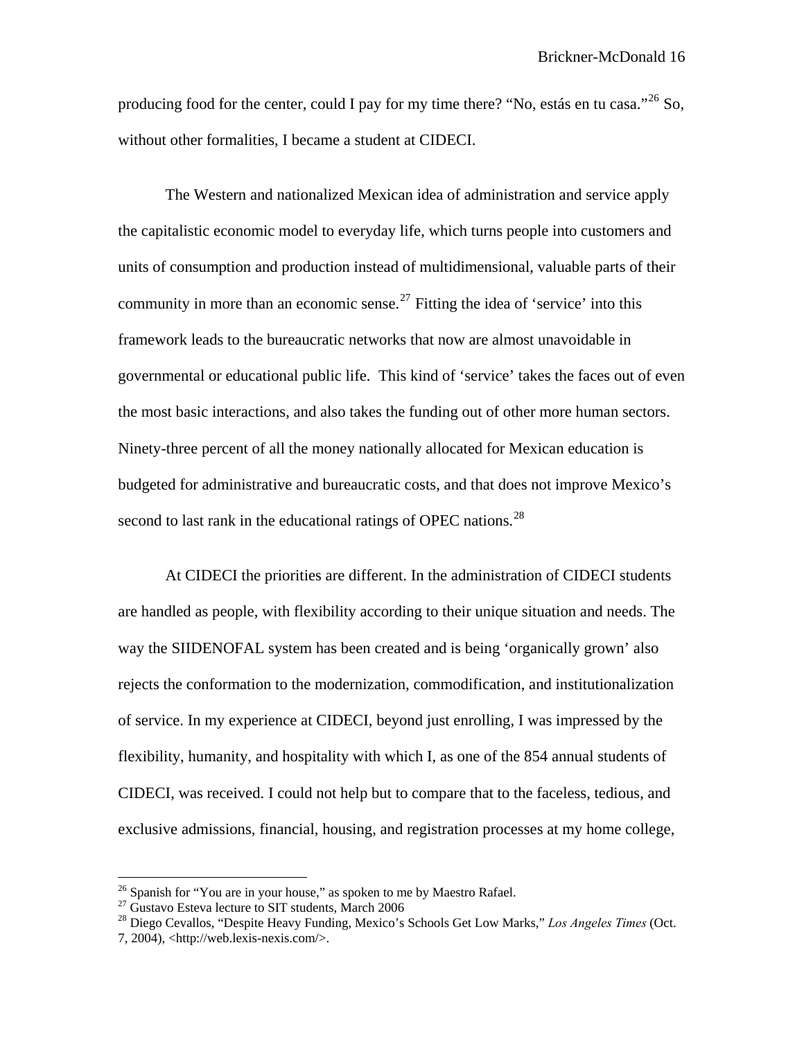producing food for the center, could I pay for my time there? "No, estás en tu casa."[26] So, without other formalities, I became a student at CIDECI.

The Western and nationalized Mexican idea of administration and service apply the capitalistic economic model to everyday life, which turns people into customers and units of consumption and production instead of multidimensional, valuable parts of their community in more than an economic sense.[27] Fitting the idea of 'service' into this framework leads to the bureaucratic networks that now are almost unavoidable in governmental or educational public life. This kind of 'service' takes the faces out of even the most basic interactions, and also takes the funding out of other more human sectors. Ninety-three percent of all the money nationally allocated for Mexican education is budgeted for administrative and bureaucratic costs, and that does not improve Mexico's second to last rank in the educational ratings of OPEC nations.[28]

At CIDECI the priorities are different. In the administration of CIDECI students are handled as people, with flexibility according to their unique situation and needs. The way the SIIDENOFAL system has been created and is being 'organically grown' also rejects the conformation to the modernization, commodification, and institutionalization of service. In my experience at CIDECI, beyond just enrolling, I was impressed by the flexibility, humanity, and hospitality with which I, as one of the 854 annual students of CIDECI, was received. I could not help but to compare that to the faceless, tedious, and exclusive admissions, financial, housing, and registration processes at my home college,

---

[26] Spanish for "You are in your house," as spoken to me by Maestro Rafael.

[27] Gustavo Esteva lecture to SIT students, March 2006

[28] Diego Cevallos, "Despite Heavy Funding, Mexico's Schools Get Low Marks," *Los Angeles Times* (Oct. 7, 2004), <http://web.lexis-nexis.com/>.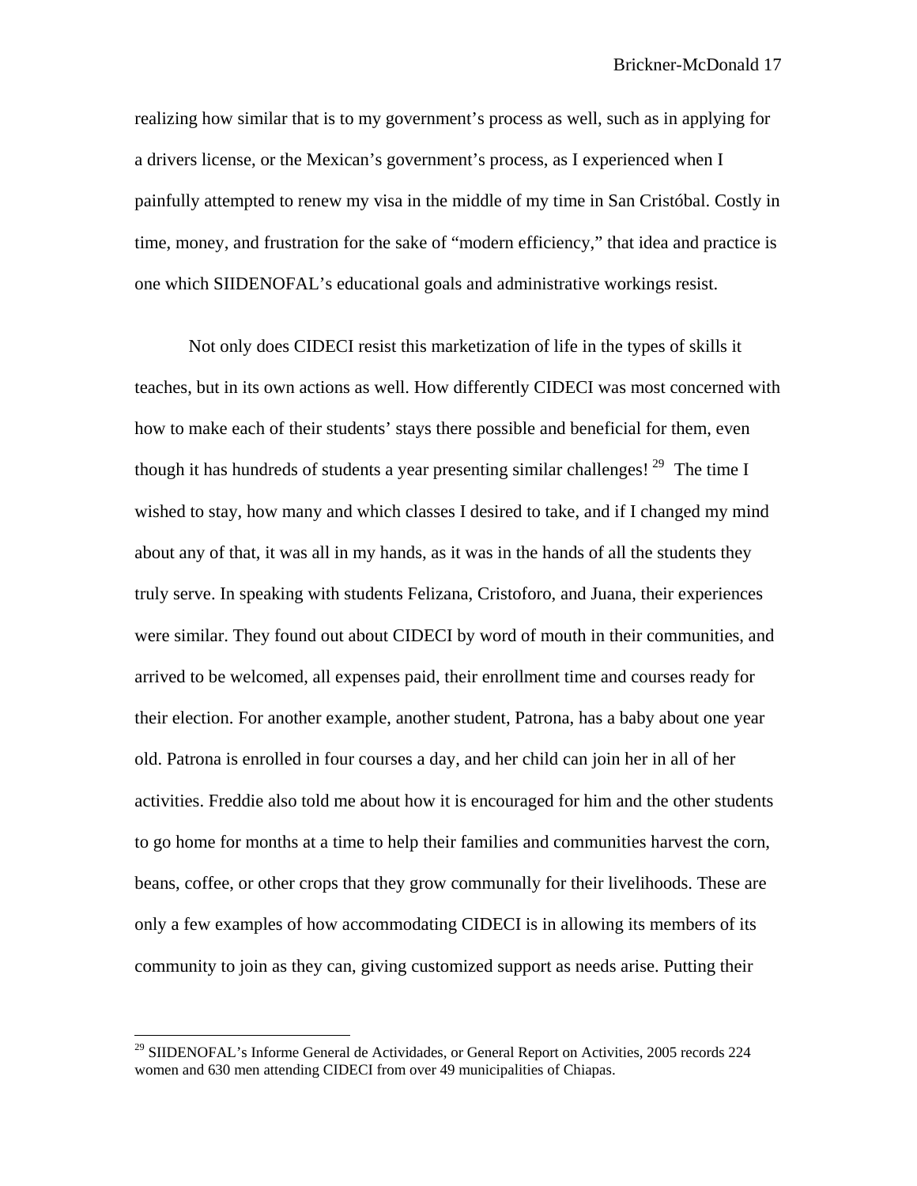realizing how similar that is to my government's process as well, such as in applying for a drivers license, or the Mexican's government's process, as I experienced when I painfully attempted to renew my visa in the middle of my time in San Cristóbal. Costly in time, money, and frustration for the sake of "modern efficiency," that idea and practice is one which SIIDENOFAL's educational goals and administrative workings resist.

Not only does CIDECI resist this marketization of life in the types of skills it teaches, but in its own actions as well. How differently CIDECI was most concerned with how to make each of their students' stays there possible and beneficial for them, even though it has hundreds of students a year presenting similar challenges! [29] The time I wished to stay, how many and which classes I desired to take, and if I changed my mind about any of that, it was all in my hands, as it was in the hands of all the students they truly serve. In speaking with students Felizana, Cristoforo, and Juana, their experiences were similar. They found out about CIDECI by word of mouth in their communities, and arrived to be welcomed, all expenses paid, their enrollment time and courses ready for their election. For another example, another student, Patrona, has a baby about one year old. Patrona is enrolled in four courses a day, and her child can join her in all of her activities. Freddie also told me about how it is encouraged for him and the other students to go home for months at a time to help their families and communities harvest the corn, beans, coffee, or other crops that they grow communally for their livelihoods. These are only a few examples of how accommodating CIDECI is in allowing its members of its community to join as they can, giving customized support as needs arise. Putting their

[29] SIIDENOFAL's Informe General de Actividades, or General Report on Activities, 2005 records 224 women and 630 men attending CIDECI from over 49 municipalities of Chiapas.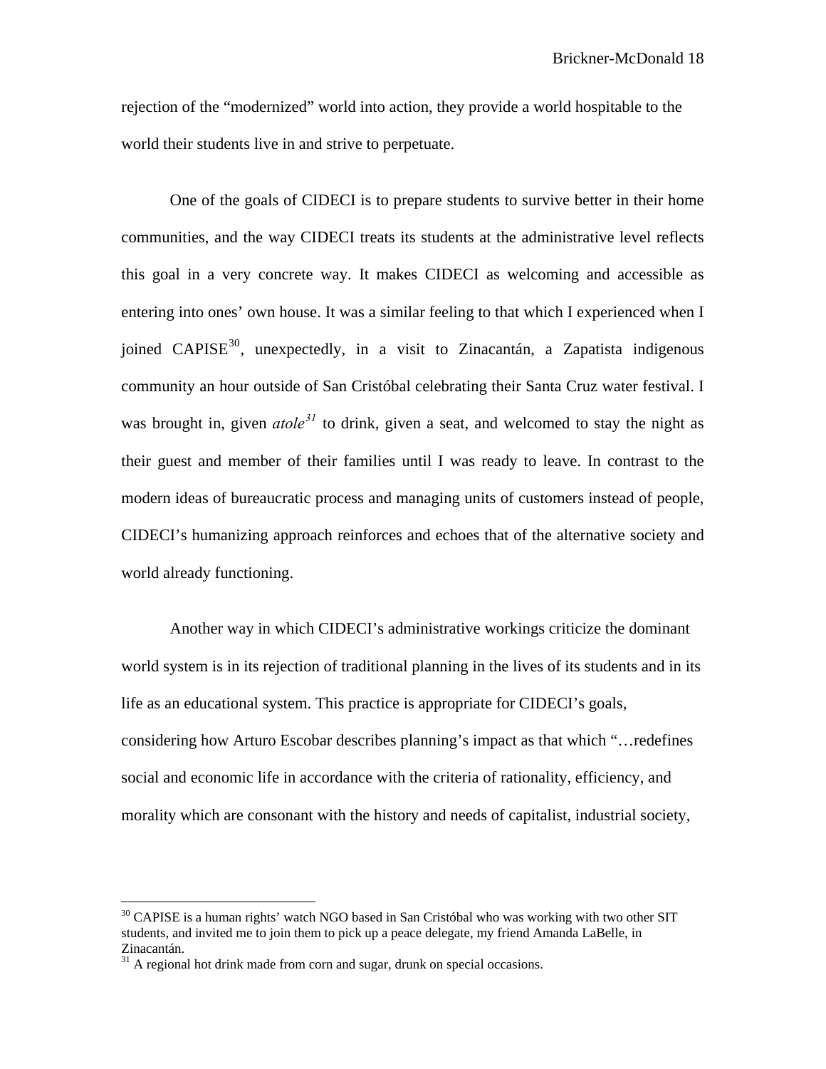rejection of the "modernized" world into action, they provide a world hospitable to the world their students live in and strive to perpetuate.

One of the goals of CIDECI is to prepare students to survive better in their home communities, and the way CIDECI treats its students at the administrative level reflects this goal in a very concrete way. It makes CIDECI as welcoming and accessible as entering into ones' own house. It was a similar feeling to that which I experienced when I joined CAPISE[30], unexpectedly, in a visit to Zinacantán, a Zapatista indigenous community an hour outside of San Cristóbal celebrating their Santa Cruz water festival. I was brought in, given *atole*[31] to drink, given a seat, and welcomed to stay the night as their guest and member of their families until I was ready to leave. In contrast to the modern ideas of bureaucratic process and managing units of customers instead of people, CIDECI's humanizing approach reinforces and echoes that of the alternative society and world already functioning.

Another way in which CIDECI's administrative workings criticize the dominant world system is in its rejection of traditional planning in the lives of its students and in its life as an educational system. This practice is appropriate for CIDECI's goals, considering how Arturo Escobar describes planning's impact as that which "…redefines social and economic life in accordance with the criteria of rationality, efficiency, and morality which are consonant with the history and needs of capitalist, industrial society,

---

[30] CAPISE is a human rights' watch NGO based in San Cristóbal who was working with two other SIT students, and invited me to join them to pick up a peace delegate, my friend Amanda LaBelle, in Zinacantán.

[31] A regional hot drink made from corn and sugar, drunk on special occasions.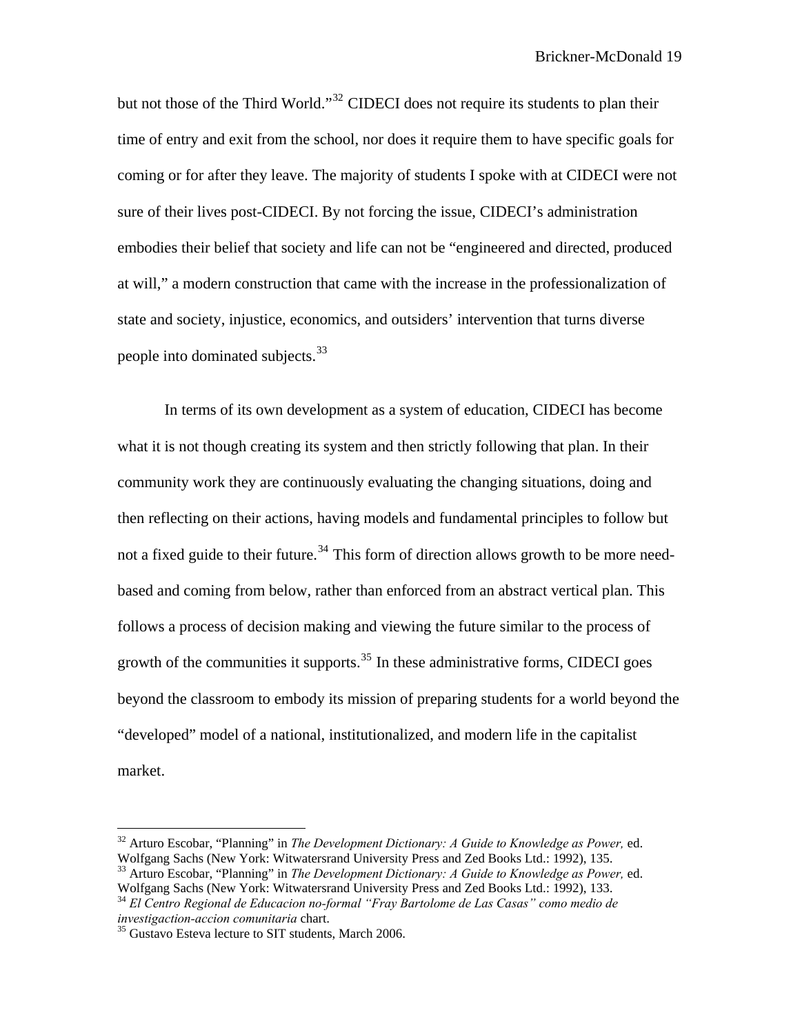but not those of the Third World."[32] CIDECI does not require its students to plan their time of entry and exit from the school, nor does it require them to have specific goals for coming or for after they leave. The majority of students I spoke with at CIDECI were not sure of their lives post-CIDECI. By not forcing the issue, CIDECI's administration embodies their belief that society and life can not be "engineered and directed, produced at will," a modern construction that came with the increase in the professionalization of state and society, injustice, economics, and outsiders' intervention that turns diverse people into dominated subjects.[33]

In terms of its own development as a system of education, CIDECI has become what it is not though creating its system and then strictly following that plan. In their community work they are continuously evaluating the changing situations, doing and then reflecting on their actions, having models and fundamental principles to follow but not a fixed guide to their future.[34] This form of direction allows growth to be more need-based and coming from below, rather than enforced from an abstract vertical plan. This follows a process of decision making and viewing the future similar to the process of growth of the communities it supports.[35] In these administrative forms, CIDECI goes beyond the classroom to embody its mission of preparing students for a world beyond the "developed" model of a national, institutionalized, and modern life in the capitalist market.

---

[32] Arturo Escobar, "Planning" in *The Development Dictionary: A Guide to Knowledge as Power,* ed. Wolfgang Sachs (New York: Witwatersrand University Press and Zed Books Ltd.: 1992), 135.

[33] Arturo Escobar, "Planning" in *The Development Dictionary: A Guide to Knowledge as Power,* ed. Wolfgang Sachs (New York: Witwatersrand University Press and Zed Books Ltd.: 1992), 133.

[34] *El Centro Regional de Educacion no-formal "Fray Bartolome de Las Casas" como medio de investigaction-accion comunitaria* chart.

[35] Gustavo Esteva lecture to SIT students, March 2006.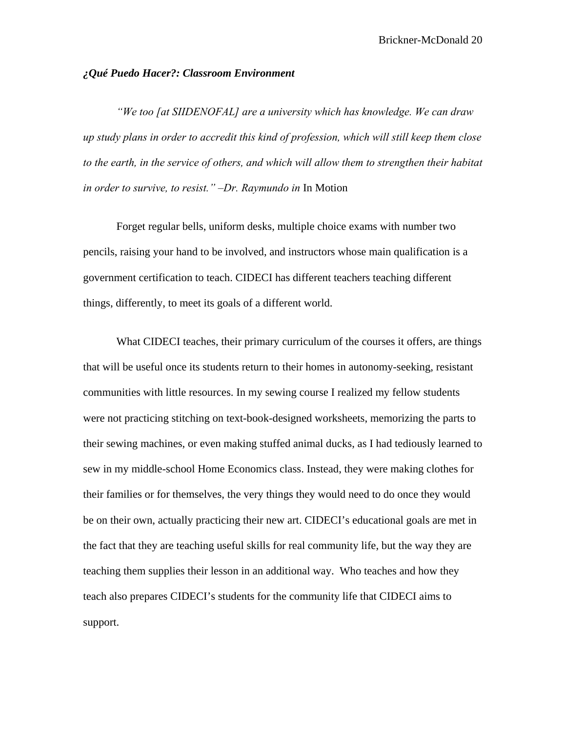### *¿Qué Puedo Hacer?: Classroom Environment*

*"We too [at SIIDENOFAL] are a university which has knowledge. We can draw up study plans in order to accredit this kind of profession, which will still keep them close to the earth, in the service of others, and which will allow them to strengthen their habitat in order to survive, to resist." –Dr. Raymundo in* In Motion

Forget regular bells, uniform desks, multiple choice exams with number two pencils, raising your hand to be involved, and instructors whose main qualification is a government certification to teach. CIDECI has different teachers teaching different things, differently, to meet its goals of a different world.

What CIDECI teaches, their primary curriculum of the courses it offers, are things that will be useful once its students return to their homes in autonomy-seeking, resistant communities with little resources. In my sewing course I realized my fellow students were not practicing stitching on text-book-designed worksheets, memorizing the parts to their sewing machines, or even making stuffed animal ducks, as I had tediously learned to sew in my middle-school Home Economics class. Instead, they were making clothes for their families or for themselves, the very things they would need to do once they would be on their own, actually practicing their new art. CIDECI's educational goals are met in the fact that they are teaching useful skills for real community life, but the way they are teaching them supplies their lesson in an additional way. Who teaches and how they teach also prepares CIDECI's students for the community life that CIDECI aims to support.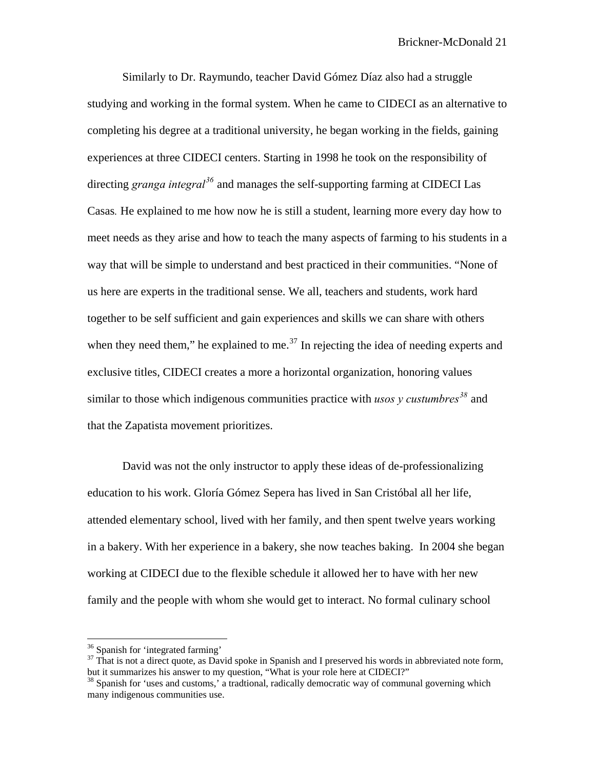Similarly to Dr. Raymundo, teacher David Gómez Díaz also had a struggle studying and working in the formal system. When he came to CIDECI as an alternative to completing his degree at a traditional university, he began working in the fields, gaining experiences at three CIDECI centers. Starting in 1998 he took on the responsibility of directing *granga integral*[36] and manages the self-supporting farming at CIDECI Las Casas. He explained to me how now he is still a student, learning more every day how to meet needs as they arise and how to teach the many aspects of farming to his students in a way that will be simple to understand and best practiced in their communities. "None of us here are experts in the traditional sense. We all, teachers and students, work hard together to be self sufficient and gain experiences and skills we can share with others when they need them," he explained to me.[37] In rejecting the idea of needing experts and exclusive titles, CIDECI creates a more a horizontal organization, honoring values similar to those which indigenous communities practice with *usos y custumbres*[38] and that the Zapatista movement prioritizes.

David was not the only instructor to apply these ideas of de-professionalizing education to his work. Gloría Gómez Sepera has lived in San Cristóbal all her life, attended elementary school, lived with her family, and then spent twelve years working in a bakery. With her experience in a bakery, she now teaches baking. In 2004 she began working at CIDECI due to the flexible schedule it allowed her to have with her new family and the people with whom she would get to interact. No formal culinary school

---

[36] Spanish for 'integrated farming'

[37] That is not a direct quote, as David spoke in Spanish and I preserved his words in abbreviated note form, but it summarizes his answer to my question, "What is your role here at CIDECI?"

[38] Spanish for 'uses and customs,' a tradtional, radically democratic way of communal governing which many indigenous communities use.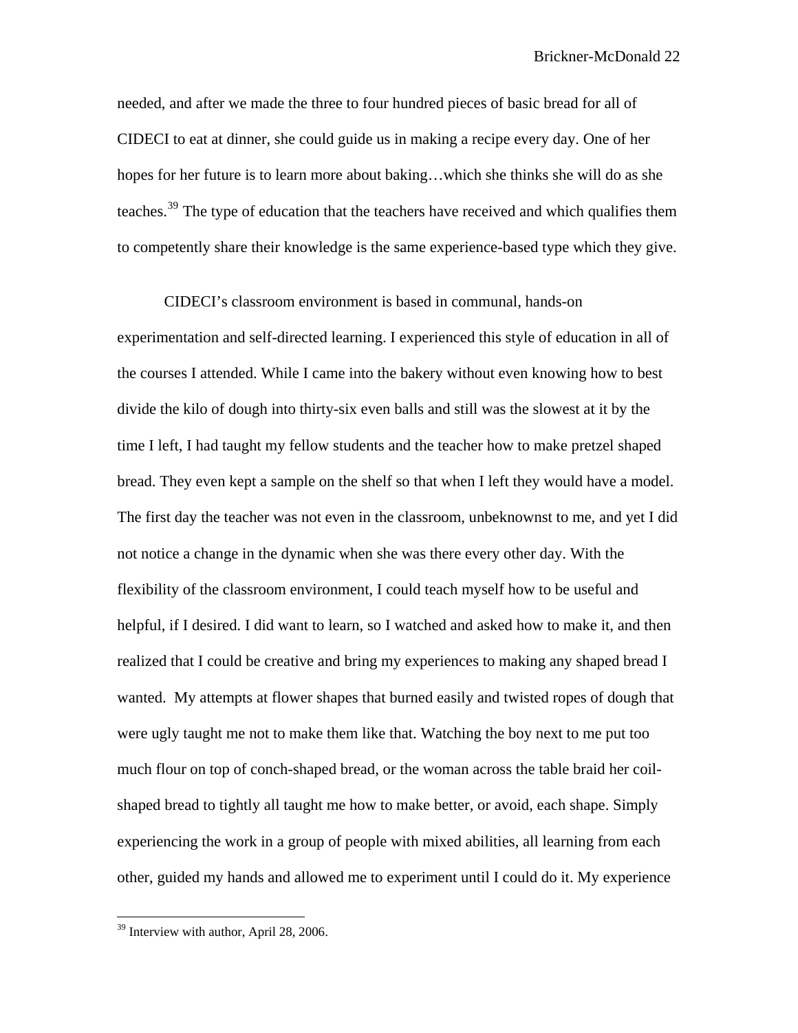needed, and after we made the three to four hundred pieces of basic bread for all of CIDECI to eat at dinner, she could guide us in making a recipe every day. One of her hopes for her future is to learn more about baking…which she thinks she will do as she teaches.[39] The type of education that the teachers have received and which qualifies them to competently share their knowledge is the same experience-based type which they give.

CIDECI's classroom environment is based in communal, hands-on experimentation and self-directed learning. I experienced this style of education in all of the courses I attended. While I came into the bakery without even knowing how to best divide the kilo of dough into thirty-six even balls and still was the slowest at it by the time I left, I had taught my fellow students and the teacher how to make pretzel shaped bread. They even kept a sample on the shelf so that when I left they would have a model. The first day the teacher was not even in the classroom, unbeknownst to me, and yet I did not notice a change in the dynamic when she was there every other day. With the flexibility of the classroom environment, I could teach myself how to be useful and helpful, if I desired. I did want to learn, so I watched and asked how to make it, and then realized that I could be creative and bring my experiences to making any shaped bread I wanted. My attempts at flower shapes that burned easily and twisted ropes of dough that were ugly taught me not to make them like that. Watching the boy next to me put too much flour on top of conch-shaped bread, or the woman across the table braid her coil-shaped bread to tightly all taught me how to make better, or avoid, each shape. Simply experiencing the work in a group of people with mixed abilities, all learning from each other, guided my hands and allowed me to experiment until I could do it. My experience

---

[39] Interview with author, April 28, 2006.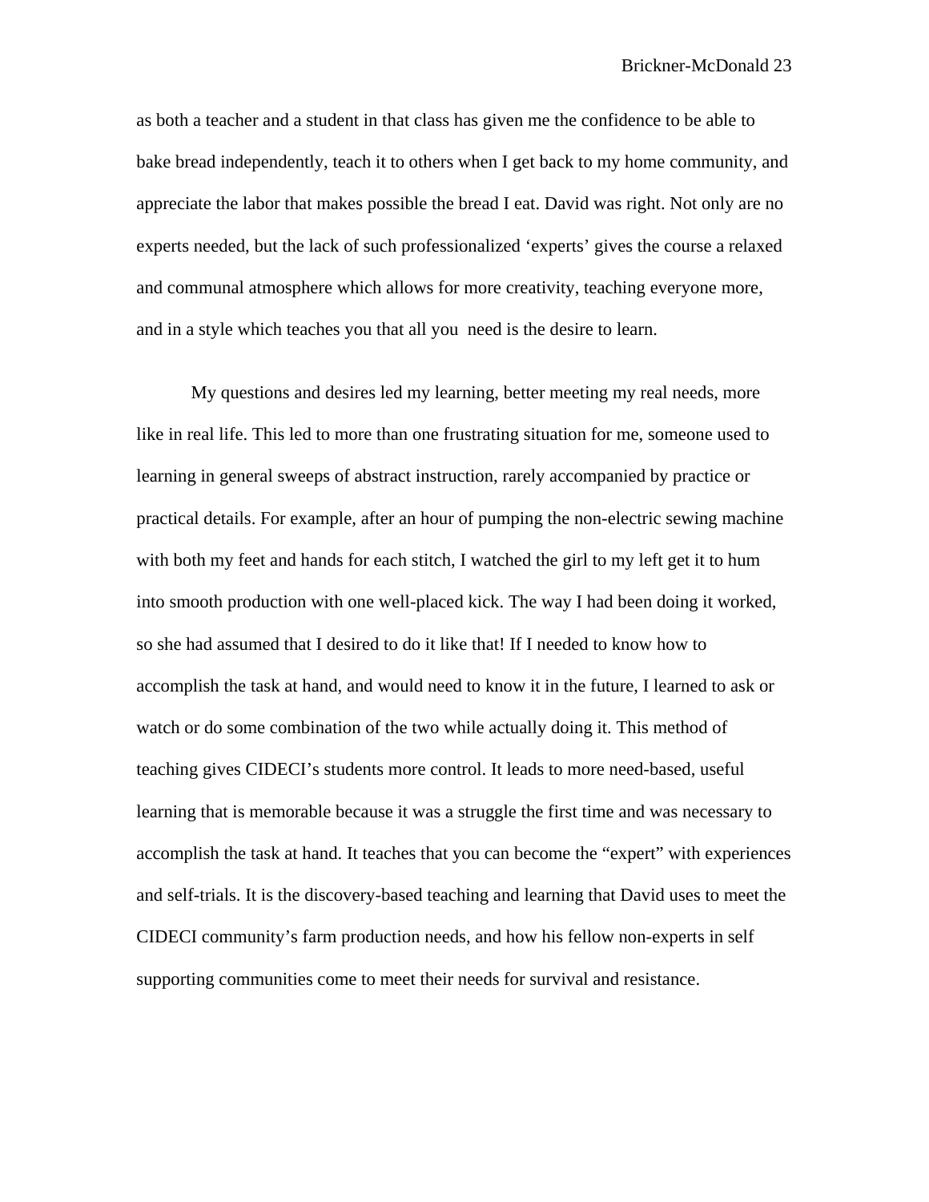as both a teacher and a student in that class has given me the confidence to be able to bake bread independently, teach it to others when I get back to my home community, and appreciate the labor that makes possible the bread I eat. David was right. Not only are no experts needed, but the lack of such professionalized 'experts' gives the course a relaxed and communal atmosphere which allows for more creativity, teaching everyone more, and in a style which teaches you that all you need is the desire to learn.

My questions and desires led my learning, better meeting my real needs, more like in real life. This led to more than one frustrating situation for me, someone used to learning in general sweeps of abstract instruction, rarely accompanied by practice or practical details. For example, after an hour of pumping the non-electric sewing machine with both my feet and hands for each stitch, I watched the girl to my left get it to hum into smooth production with one well-placed kick. The way I had been doing it worked, so she had assumed that I desired to do it like that! If I needed to know how to accomplish the task at hand, and would need to know it in the future, I learned to ask or watch or do some combination of the two while actually doing it. This method of teaching gives CIDECI's students more control. It leads to more need-based, useful learning that is memorable because it was a struggle the first time and was necessary to accomplish the task at hand. It teaches that you can become the "expert" with experiences and self-trials. It is the discovery-based teaching and learning that David uses to meet the CIDECI community's farm production needs, and how his fellow non-experts in self supporting communities come to meet their needs for survival and resistance.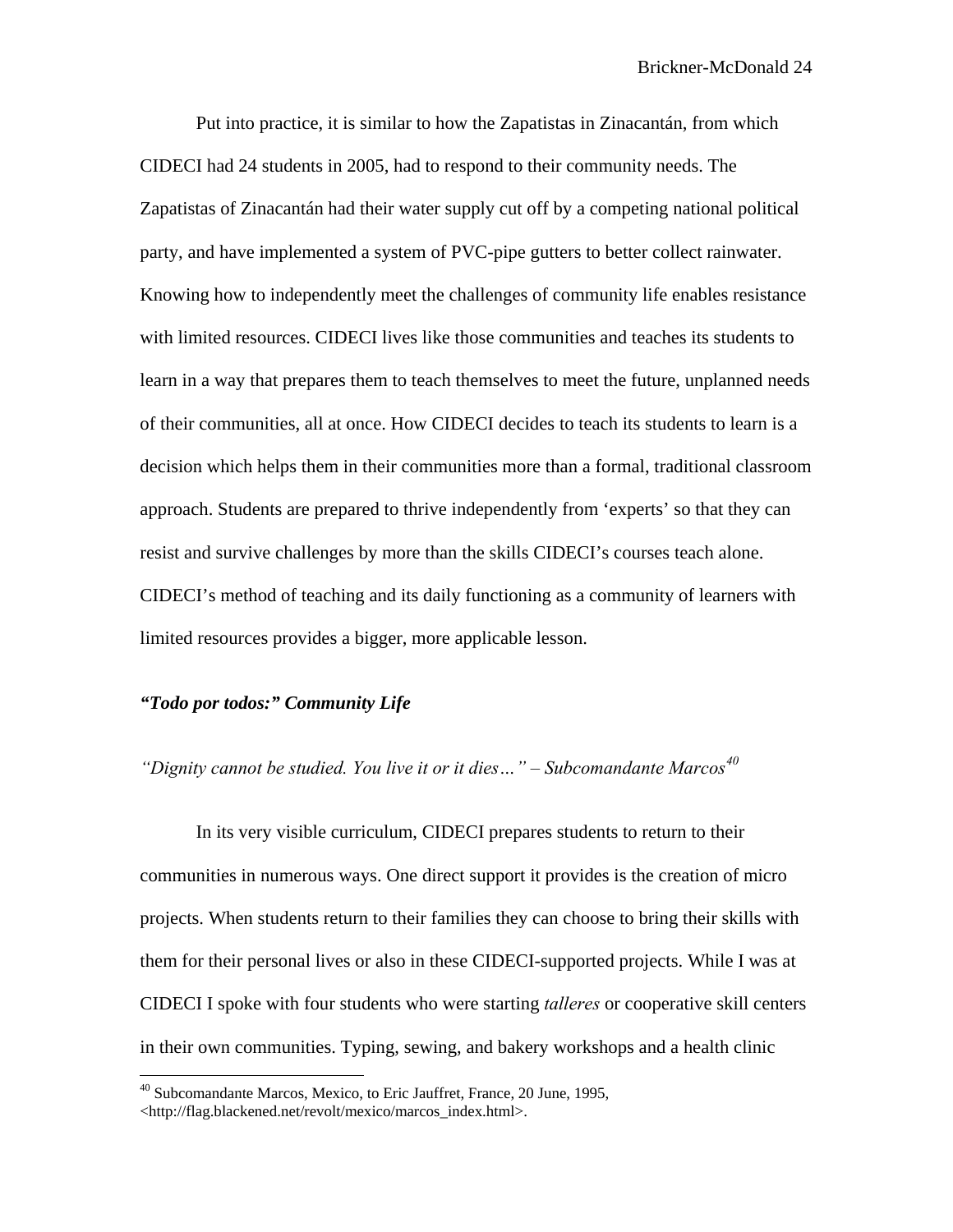Put into practice, it is similar to how the Zapatistas in Zinacantán, from which CIDECI had 24 students in 2005, had to respond to their community needs. The Zapatistas of Zinacantán had their water supply cut off by a competing national political party, and have implemented a system of PVC-pipe gutters to better collect rainwater. Knowing how to independently meet the challenges of community life enables resistance with limited resources. CIDECI lives like those communities and teaches its students to learn in a way that prepares them to teach themselves to meet the future, unplanned needs of their communities, all at once. How CIDECI decides to teach its students to learn is a decision which helps them in their communities more than a formal, traditional classroom approach. Students are prepared to thrive independently from 'experts' so that they can resist and survive challenges by more than the skills CIDECI's courses teach alone. CIDECI's method of teaching and its daily functioning as a community of learners with limited resources provides a bigger, more applicable lesson.

### *"Todo por todos:" Community Life*

*"Dignity cannot be studied. You live it or it dies…" – Subcomandante Marcos*[40]

In its very visible curriculum, CIDECI prepares students to return to their communities in numerous ways. One direct support it provides is the creation of micro projects. When students return to their families they can choose to bring their skills with them for their personal lives or also in these CIDECI-supported projects. While I was at CIDECI I spoke with four students who were starting *talleres* or cooperative skill centers in their own communities. Typing, sewing, and bakery workshops and a health clinic

---

[40] Subcomandante Marcos, Mexico, to Eric Jauffret, France, 20 June, 1995, <http://flag.blackened.net/revolt/mexico/marcos_index.html>.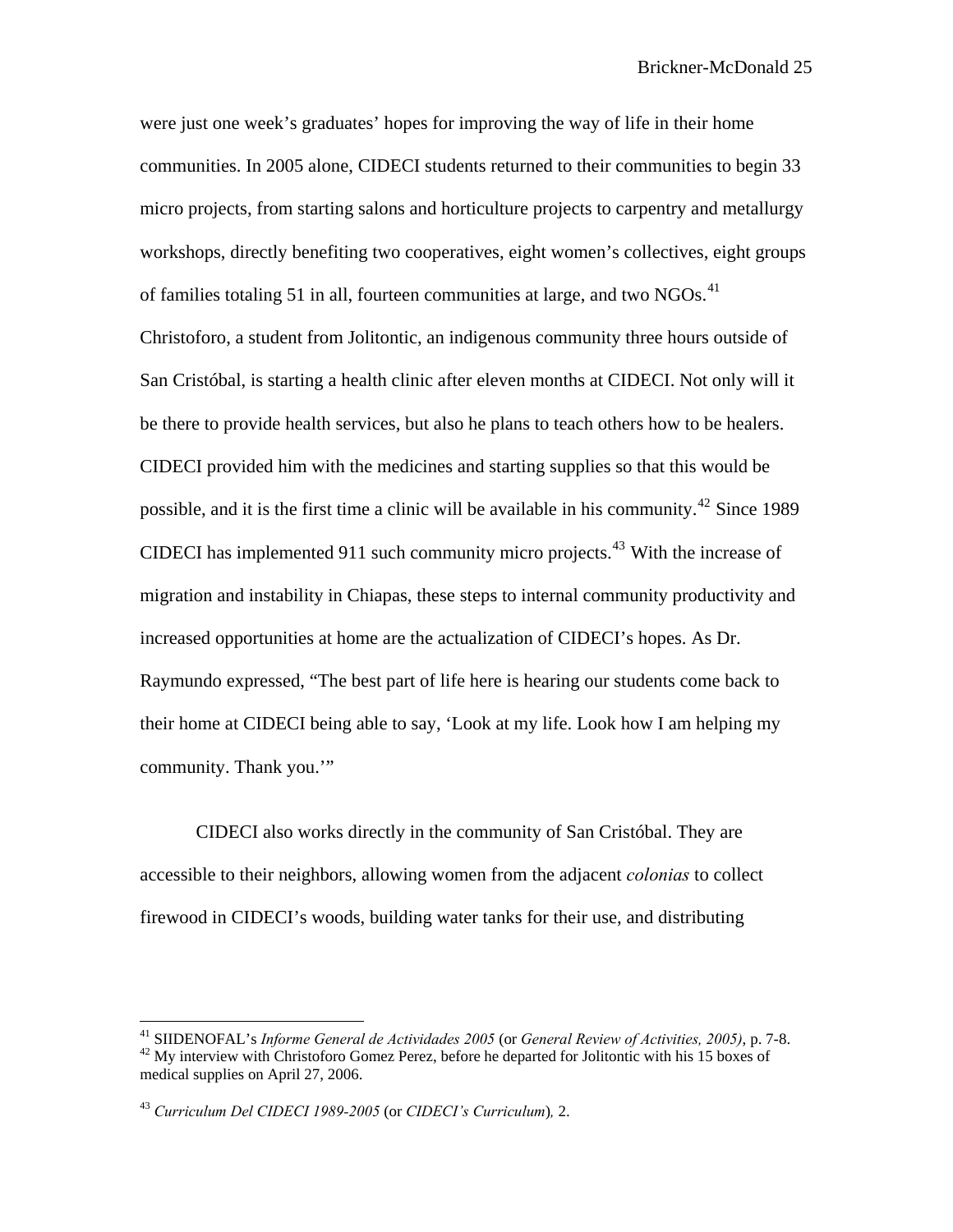were just one week's graduates' hopes for improving the way of life in their home communities. In 2005 alone, CIDECI students returned to their communities to begin 33 micro projects, from starting salons and horticulture projects to carpentry and metallurgy workshops, directly benefiting two cooperatives, eight women's collectives, eight groups of families totaling 51 in all, fourteen communities at large, and two NGOs.[41] Christoforo, a student from Jolitontic, an indigenous community three hours outside of San Cristóbal, is starting a health clinic after eleven months at CIDECI. Not only will it be there to provide health services, but also he plans to teach others how to be healers. CIDECI provided him with the medicines and starting supplies so that this would be possible, and it is the first time a clinic will be available in his community.[42] Since 1989 CIDECI has implemented 911 such community micro projects.[43] With the increase of migration and instability in Chiapas, these steps to internal community productivity and increased opportunities at home are the actualization of CIDECI's hopes. As Dr. Raymundo expressed, "The best part of life here is hearing our students come back to their home at CIDECI being able to say, 'Look at my life. Look how I am helping my community. Thank you.'"

CIDECI also works directly in the community of San Cristóbal. They are accessible to their neighbors, allowing women from the adjacent *colonias* to collect firewood in CIDECI's woods, building water tanks for their use, and distributing

---

[41] SIIDENOFAL's *Informe General de Actividades 2005* (or *General Review of Activities, 2005)*, p. 7-8.

[42] My interview with Christoforo Gomez Perez, before he departed for Jolitontic with his 15 boxes of medical supplies on April 27, 2006.

[43] *Curriculum Del CIDECI 1989-2005* (or *CIDECI's Curriculum*)*,* 2.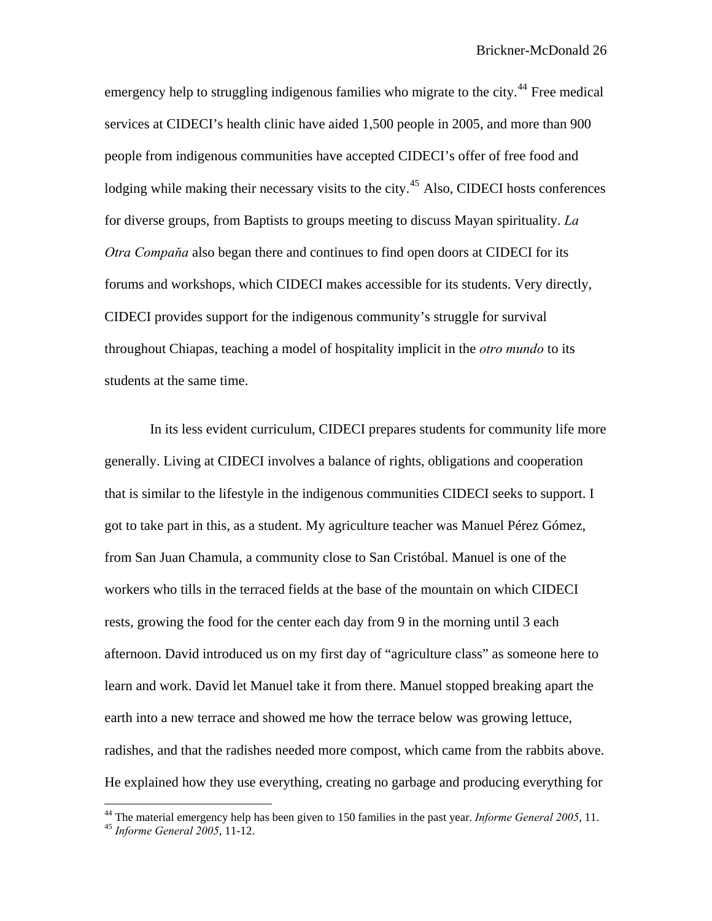emergency help to struggling indigenous families who migrate to the city.[44] Free medical services at CIDECI's health clinic have aided 1,500 people in 2005, and more than 900 people from indigenous communities have accepted CIDECI's offer of free food and lodging while making their necessary visits to the city.[45] Also, CIDECI hosts conferences for diverse groups, from Baptists to groups meeting to discuss Mayan spirituality. *La Otra Compaňa* also began there and continues to find open doors at CIDECI for its forums and workshops, which CIDECI makes accessible for its students. Very directly, CIDECI provides support for the indigenous community's struggle for survival throughout Chiapas, teaching a model of hospitality implicit in the *otro mundo* to its students at the same time.

In its less evident curriculum, CIDECI prepares students for community life more generally. Living at CIDECI involves a balance of rights, obligations and cooperation that is similar to the lifestyle in the indigenous communities CIDECI seeks to support. I got to take part in this, as a student. My agriculture teacher was Manuel Pérez Gómez, from San Juan Chamula, a community close to San Cristóbal. Manuel is one of the workers who tills in the terraced fields at the base of the mountain on which CIDECI rests, growing the food for the center each day from 9 in the morning until 3 each afternoon. David introduced us on my first day of "agriculture class" as someone here to learn and work. David let Manuel take it from there. Manuel stopped breaking apart the earth into a new terrace and showed me how the terrace below was growing lettuce, radishes, and that the radishes needed more compost, which came from the rabbits above. He explained how they use everything, creating no garbage and producing everything for

---

[44] The material emergency help has been given to 150 families in the past year. *Informe General 2005*, 11.

[45] *Informe General 2005*, 11-12.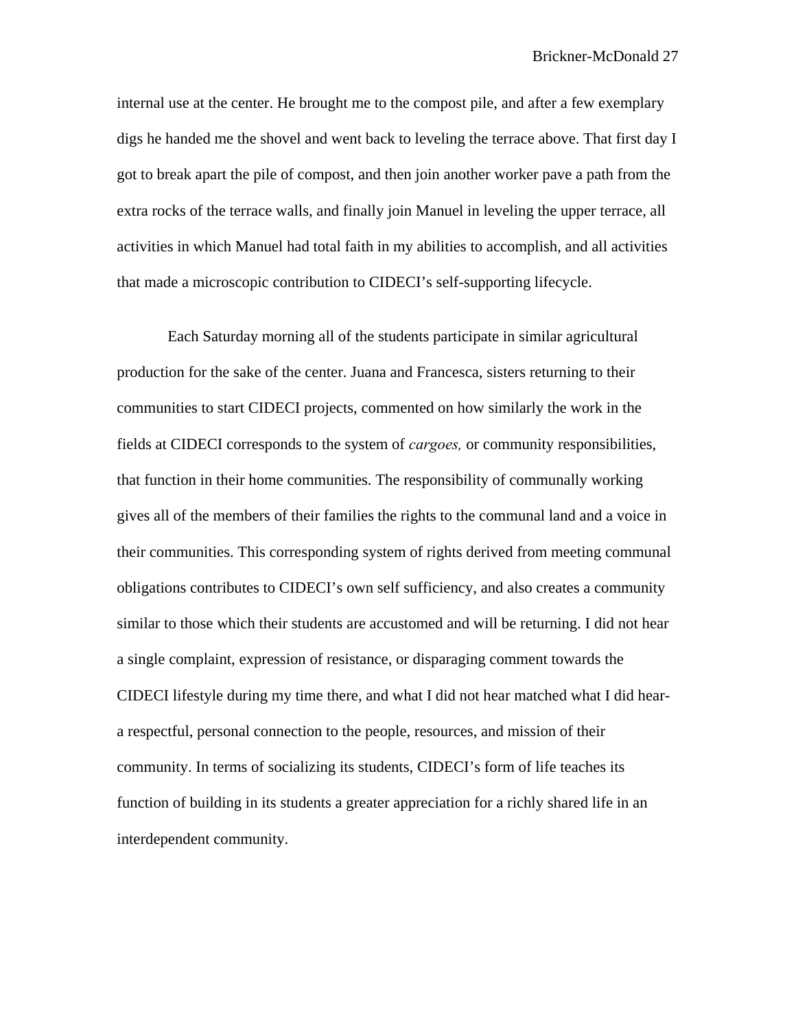internal use at the center. He brought me to the compost pile, and after a few exemplary digs he handed me the shovel and went back to leveling the terrace above. That first day I got to break apart the pile of compost, and then join another worker pave a path from the extra rocks of the terrace walls, and finally join Manuel in leveling the upper terrace, all activities in which Manuel had total faith in my abilities to accomplish, and all activities that made a microscopic contribution to CIDECI's self-supporting lifecycle.

Each Saturday morning all of the students participate in similar agricultural production for the sake of the center. Juana and Francesca, sisters returning to their communities to start CIDECI projects, commented on how similarly the work in the fields at CIDECI corresponds to the system of *cargoes,* or community responsibilities, that function in their home communities. The responsibility of communally working gives all of the members of their families the rights to the communal land and a voice in their communities. This corresponding system of rights derived from meeting communal obligations contributes to CIDECI's own self sufficiency, and also creates a community similar to those which their students are accustomed and will be returning. I did not hear a single complaint, expression of resistance, or disparaging comment towards the CIDECI lifestyle during my time there, and what I did not hear matched what I did hear- a respectful, personal connection to the people, resources, and mission of their community. In terms of socializing its students, CIDECI's form of life teaches its function of building in its students a greater appreciation for a richly shared life in an interdependent community.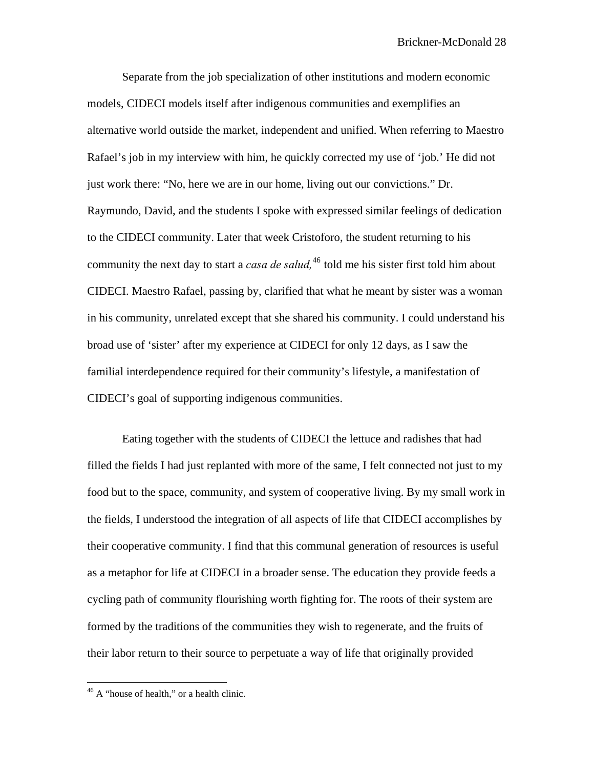Separate from the job specialization of other institutions and modern economic models, CIDECI models itself after indigenous communities and exemplifies an alternative world outside the market, independent and unified. When referring to Maestro Rafael's job in my interview with him, he quickly corrected my use of 'job.' He did not just work there: "No, here we are in our home, living out our convictions." Dr. Raymundo, David, and the students I spoke with expressed similar feelings of dedication to the CIDECI community. Later that week Cristoforo, the student returning to his community the next day to start a *casa de salud,*[46] told me his sister first told him about CIDECI. Maestro Rafael, passing by, clarified that what he meant by sister was a woman in his community, unrelated except that she shared his community. I could understand his broad use of 'sister' after my experience at CIDECI for only 12 days, as I saw the familial interdependence required for their community's lifestyle, a manifestation of CIDECI's goal of supporting indigenous communities.

Eating together with the students of CIDECI the lettuce and radishes that had filled the fields I had just replanted with more of the same, I felt connected not just to my food but to the space, community, and system of cooperative living. By my small work in the fields, I understood the integration of all aspects of life that CIDECI accomplishes by their cooperative community. I find that this communal generation of resources is useful as a metaphor for life at CIDECI in a broader sense. The education they provide feeds a cycling path of community flourishing worth fighting for. The roots of their system are formed by the traditions of the communities they wish to regenerate, and the fruits of their labor return to their source to perpetuate a way of life that originally provided

---

[46] A "house of health," or a health clinic.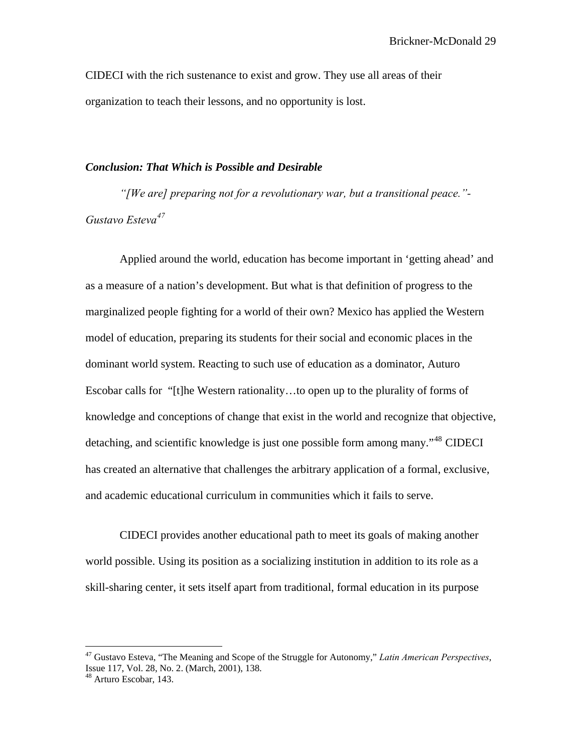CIDECI with the rich sustenance to exist and grow. They use all areas of their organization to teach their lessons, and no opportunity is lost.

### *Conclusion: That Which is Possible and Desirable*

*"[We are] preparing not for a revolutionary war, but a transitional peace."- Gustavo Esteva*[47]

Applied around the world, education has become important in 'getting ahead' and as a measure of a nation's development. But what is that definition of progress to the marginalized people fighting for a world of their own? Mexico has applied the Western model of education, preparing its students for their social and economic places in the dominant world system. Reacting to such use of education as a dominator, Auturo Escobar calls for "[t]he Western rationality…to open up to the plurality of forms of knowledge and conceptions of change that exist in the world and recognize that objective, detaching, and scientific knowledge is just one possible form among many."[48] CIDECI has created an alternative that challenges the arbitrary application of a formal, exclusive, and academic educational curriculum in communities which it fails to serve.

CIDECI provides another educational path to meet its goals of making another world possible. Using its position as a socializing institution in addition to its role as a skill-sharing center, it sets itself apart from traditional, formal education in its purpose

---

[47] Gustavo Esteva, "The Meaning and Scope of the Struggle for Autonomy," *Latin American Perspectives*, Issue 117, Vol. 28, No. 2. (March, 2001), 138.

[48] Arturo Escobar, 143.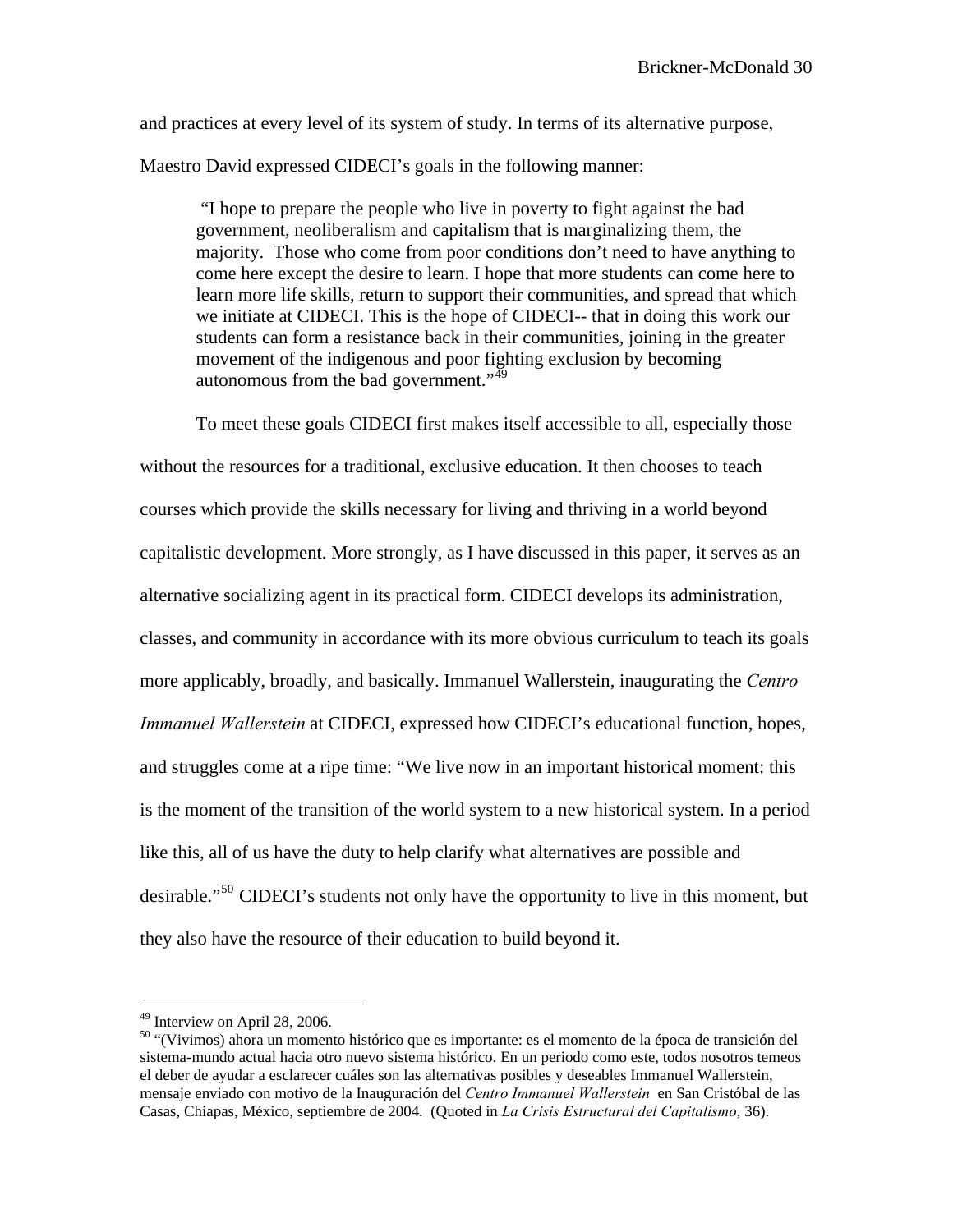and practices at every level of its system of study. In terms of its alternative purpose, Maestro David expressed CIDECI's goals in the following manner:

> "I hope to prepare the people who live in poverty to fight against the bad government, neoliberalism and capitalism that is marginalizing them, the majority. Those who come from poor conditions don't need to have anything to come here except the desire to learn. I hope that more students can come here to learn more life skills, return to support their communities, and spread that which we initiate at CIDECI. This is the hope of CIDECI-- that in doing this work our students can form a resistance back in their communities, joining in the greater movement of the indigenous and poor fighting exclusion by becoming autonomous from the bad government."[49]

To meet these goals CIDECI first makes itself accessible to all, especially those without the resources for a traditional, exclusive education. It then chooses to teach courses which provide the skills necessary for living and thriving in a world beyond capitalistic development. More strongly, as I have discussed in this paper, it serves as an alternative socializing agent in its practical form. CIDECI develops its administration, classes, and community in accordance with its more obvious curriculum to teach its goals more applicably, broadly, and basically. Immanuel Wallerstein, inaugurating the *Centro Immanuel Wallerstein* at CIDECI, expressed how CIDECI's educational function, hopes, and struggles come at a ripe time: "We live now in an important historical moment: this is the moment of the transition of the world system to a new historical system. In a period like this, all of us have the duty to help clarify what alternatives are possible and desirable."[50] CIDECI's students not only have the opportunity to live in this moment, but they also have the resource of their education to build beyond it.

---

[49] Interview on April 28, 2006.

[50] "(Vivimos) ahora un momento histórico que es importante: es el momento de la época de transición del sistema-mundo actual hacia otro nuevo sistema histórico. En un periodo como este, todos nosotros temeos el deber de ayudar a esclarecer cuáles son las alternativas posibles y deseables Immanuel Wallerstein, mensaje enviado con motivo de la Inauguración del *Centro Immanuel Wallerstein* en San Cristóbal de las Casas, Chiapas, México, septiembre de 2004. (Quoted in *La Crisis Estructural del Capitalismo*, 36).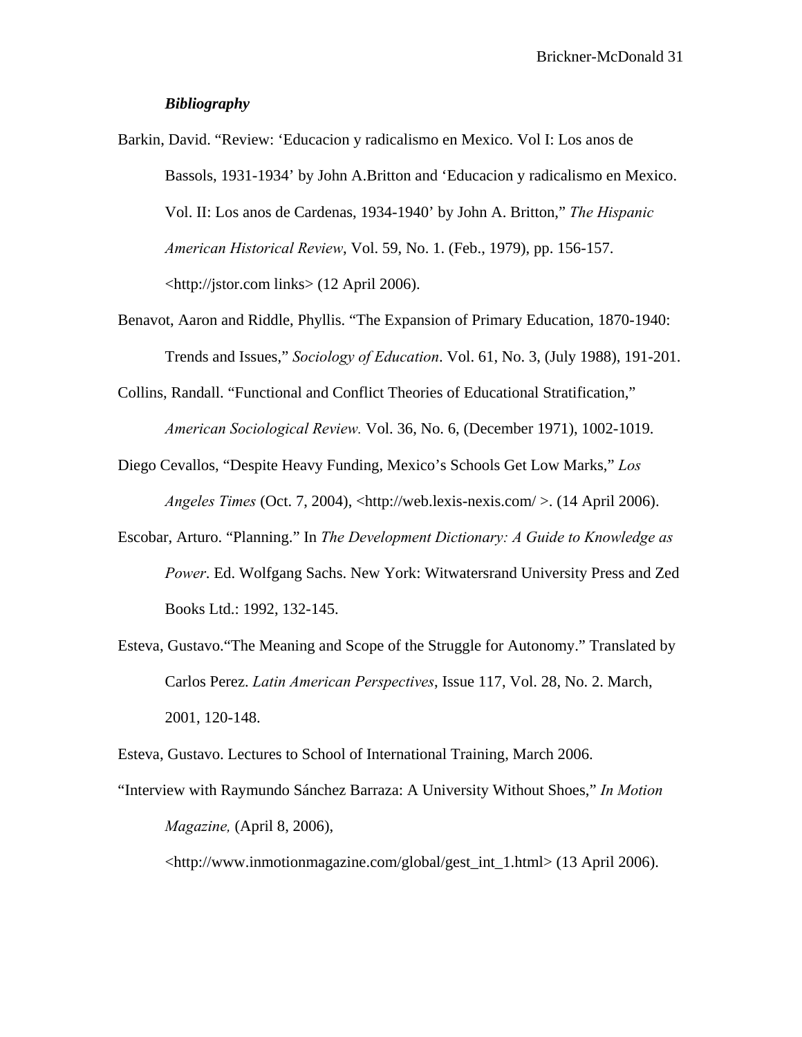***Bibliography***

Barkin, David. "Review: 'Educacion y radicalismo en Mexico. Vol I: Los anos de Bassols, 1931-1934' by John A.Britton and 'Educacion y radicalismo en Mexico. Vol. II: Los anos de Cardenas, 1934-1940' by John A. Britton," *The Hispanic American Historical Review*, Vol. 59, No. 1. (Feb., 1979), pp. 156-157. <http://jstor.com links> (12 April 2006).

Benavot, Aaron and Riddle, Phyllis. "The Expansion of Primary Education, 1870-1940: Trends and Issues," *Sociology of Education*. Vol. 61, No. 3, (July 1988), 191-201.

Collins, Randall. "Functional and Conflict Theories of Educational Stratification," *American Sociological Review.* Vol. 36, No. 6, (December 1971), 1002-1019.

Diego Cevallos, "Despite Heavy Funding, Mexico's Schools Get Low Marks," *Los Angeles Times* (Oct. 7, 2004), <http://web.lexis-nexis.com/ >. (14 April 2006).

Escobar, Arturo. "Planning." In *The Development Dictionary: A Guide to Knowledge as Power*. Ed. Wolfgang Sachs. New York: Witwatersrand University Press and Zed Books Ltd.: 1992, 132-145.

Esteva, Gustavo."The Meaning and Scope of the Struggle for Autonomy." Translated by Carlos Perez. *Latin American Perspectives*, Issue 117, Vol. 28, No. 2. March, 2001, 120-148.

Esteva, Gustavo. Lectures to School of International Training, March 2006.

"Interview with Raymundo Sánchez Barraza: A University Without Shoes," *In Motion Magazine,* (April 8, 2006), <http://www.inmotionmagazine.com/global/gest_int_1.html> (13 April 2006).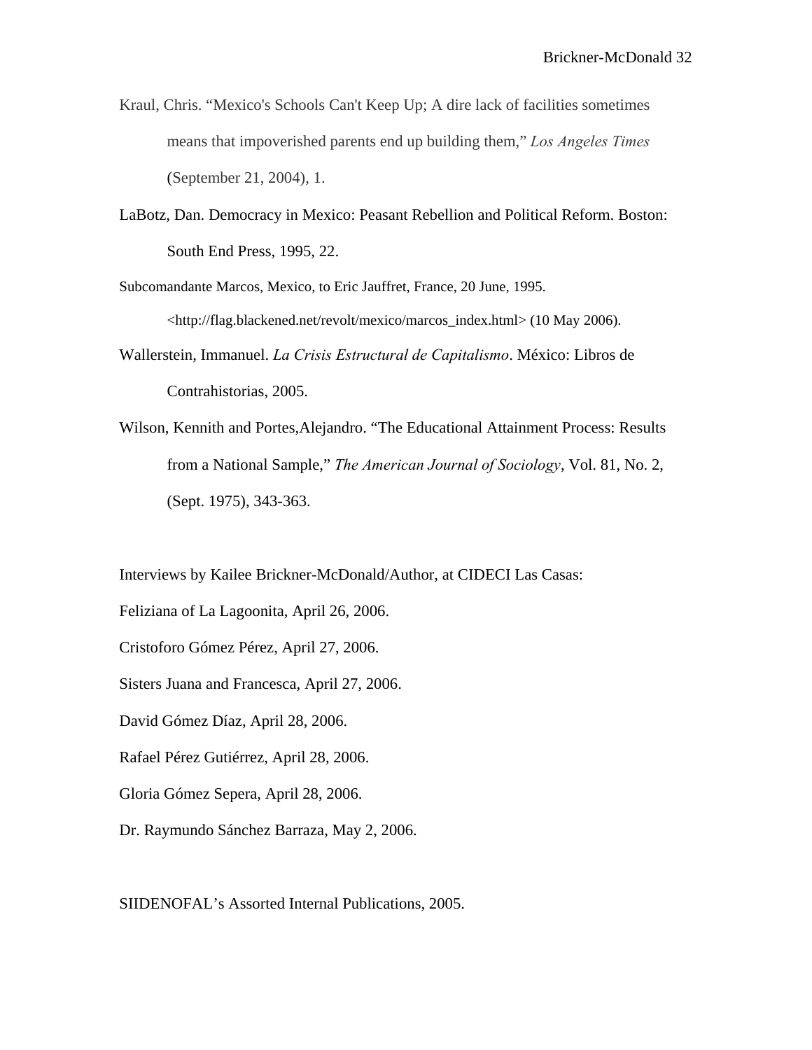Kraul, Chris. “Mexico's Schools Can't Keep Up; A dire lack of facilities sometimes means that impoverished parents end up building them,” *Los Angeles Times* (September 21, 2004), 1.

LaBotz, Dan. Democracy in Mexico: Peasant Rebellion and Political Reform. Boston: South End Press, 1995, 22.

Subcomandante Marcos, Mexico, to Eric Jauffret, France, 20 June, 1995. <http://flag.blackened.net/revolt/mexico/marcos_index.html> (10 May 2006).

Wallerstein, Immanuel. *La Crisis Estructural de Capitalismo*. México: Libros de Contrahistorias, 2005.

Wilson, Kennith and Portes,Alejandro. “The Educational Attainment Process: Results from a National Sample,” *The American Journal of Sociology*, Vol. 81, No. 2, (Sept. 1975), 343-363.

Interviews by Kailee Brickner-McDonald/Author, at CIDECI Las Casas:

Feliziana of La Lagoonita, April 26, 2006.

Cristoforo Gómez Pérez, April 27, 2006.

Sisters Juana and Francesca, April 27, 2006.

David Gómez Díaz, April 28, 2006.

Rafael Pérez Gutiérrez, April 28, 2006.

Gloria Gómez Sepera, April 28, 2006.

Dr. Raymundo Sánchez Barraza, May 2, 2006.

SIIDENOFAL’s Assorted Internal Publications, 2005.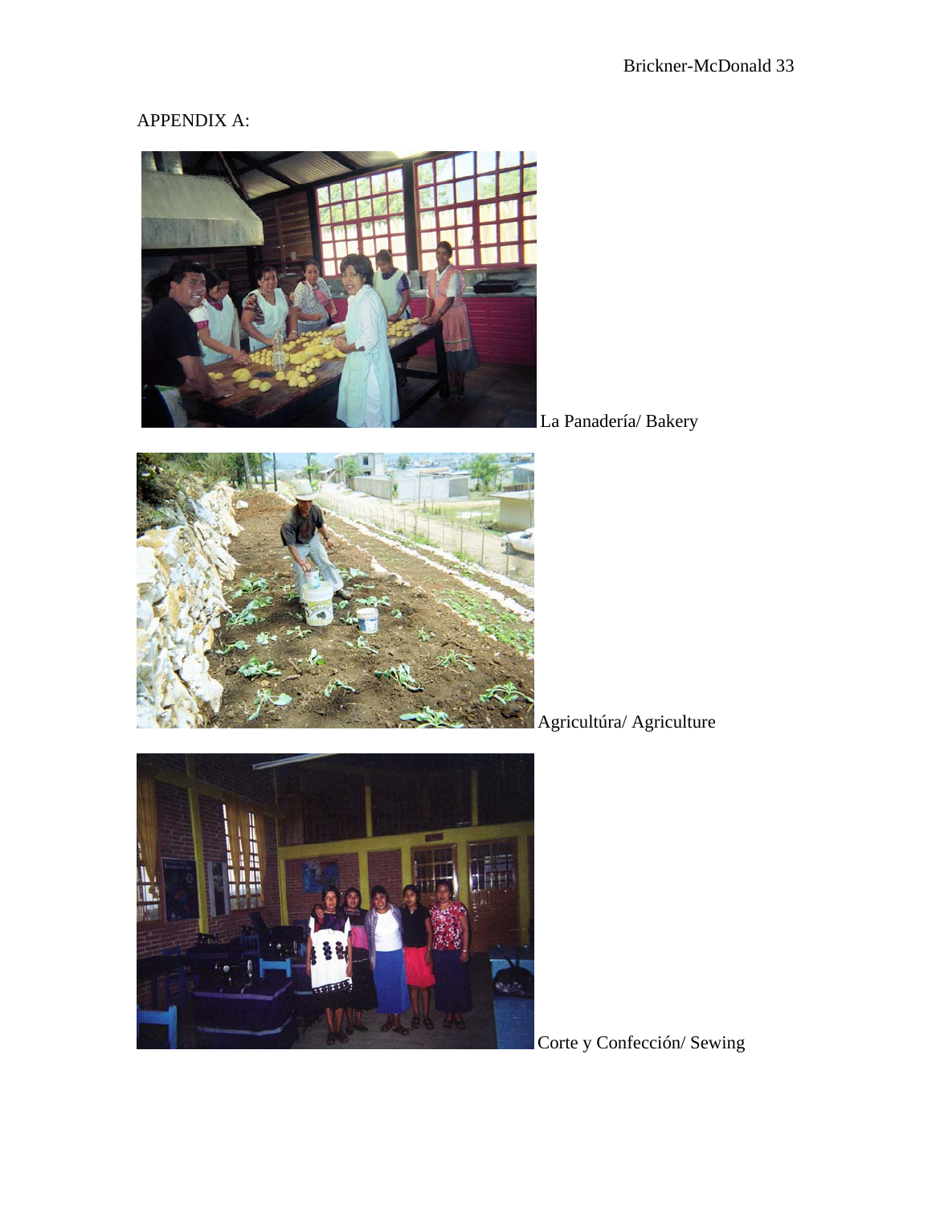APPENDIX A:

La Panadería/ Bakery

Agricultúra/ Agriculture

Corte y Confección/ Sewing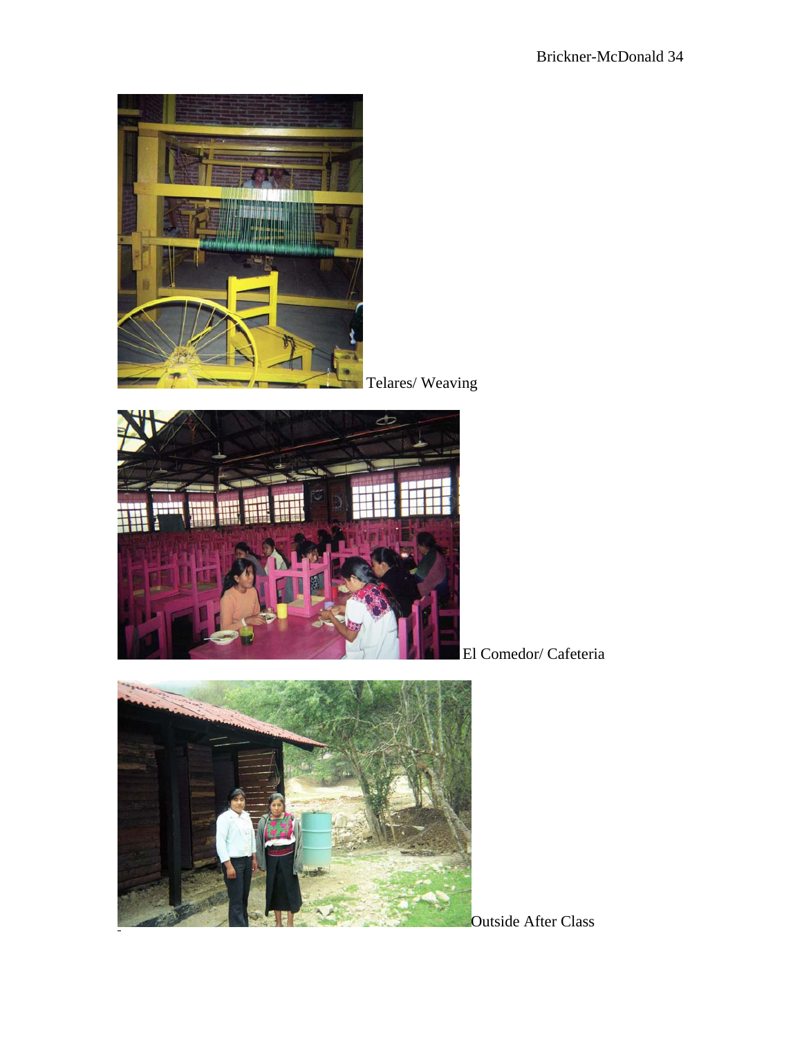Telares/ Weaving

El Comedor/ Cafeteria

Outside After Class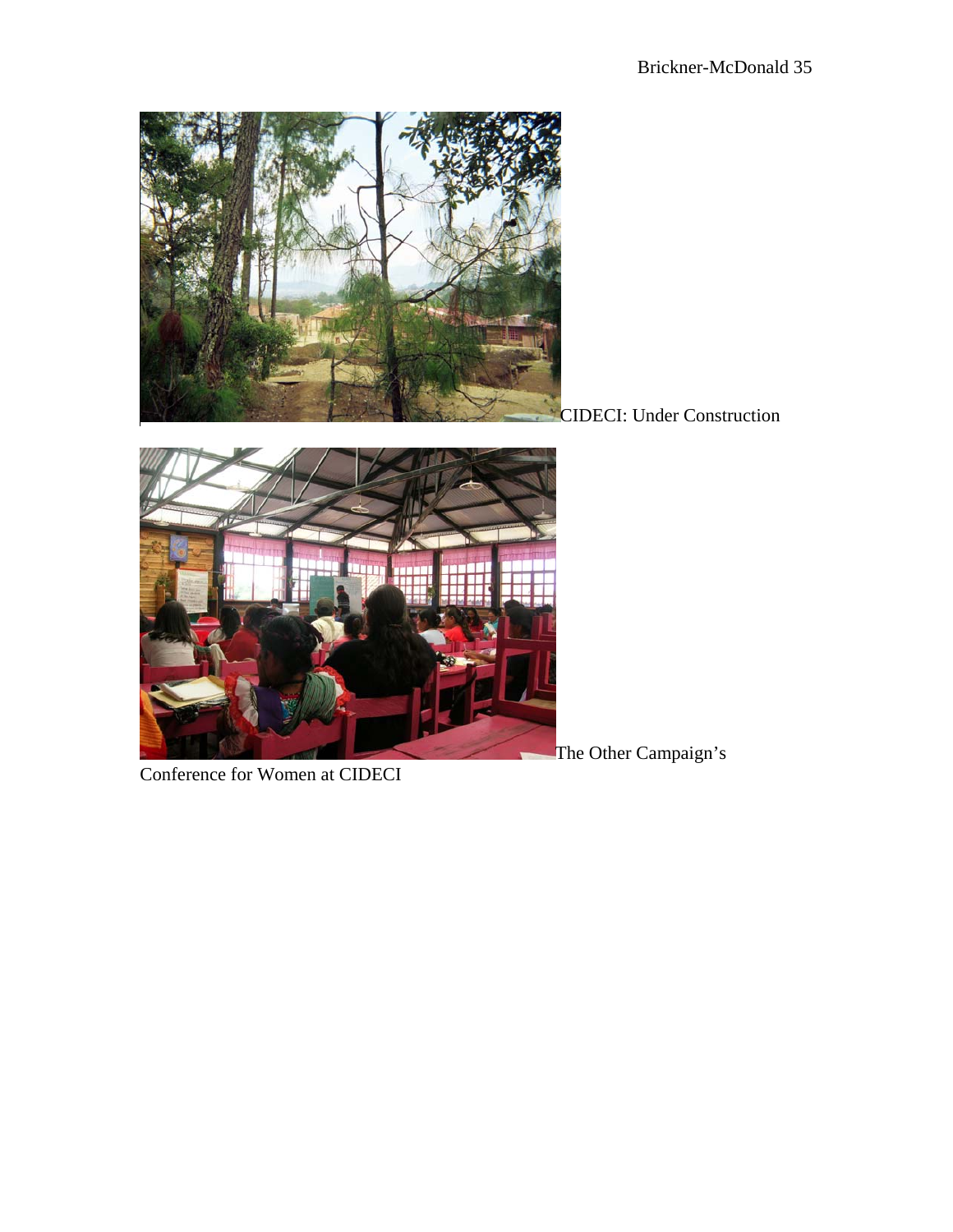CIDECI: Under Construction

The Other Campaign's Conference for Women at CIDECI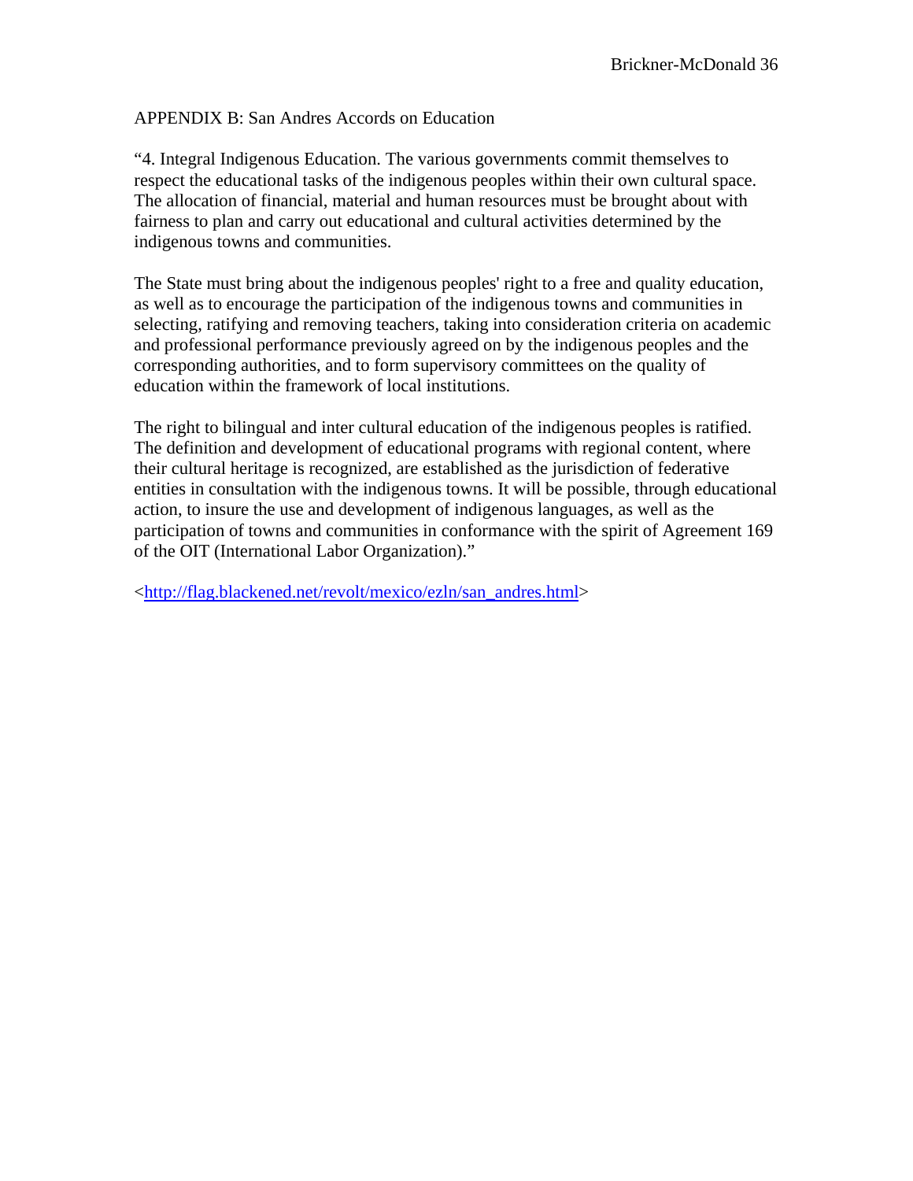APPENDIX B: San Andres Accords on Education

"4. Integral Indigenous Education. The various governments commit themselves to respect the educational tasks of the indigenous peoples within their own cultural space. The allocation of financial, material and human resources must be brought about with fairness to plan and carry out educational and cultural activities determined by the indigenous towns and communities.

The State must bring about the indigenous peoples' right to a free and quality education, as well as to encourage the participation of the indigenous towns and communities in selecting, ratifying and removing teachers, taking into consideration criteria on academic and professional performance previously agreed on by the indigenous peoples and the corresponding authorities, and to form supervisory committees on the quality of education within the framework of local institutions.

The right to bilingual and inter cultural education of the indigenous peoples is ratified. The definition and development of educational programs with regional content, where their cultural heritage is recognized, are established as the jurisdiction of federative entities in consultation with the indigenous towns. It will be possible, through educational action, to insure the use and development of indigenous languages, as well as the participation of towns and communities in conformance with the spirit of Agreement 169 of the OIT (International Labor Organization)."

<http://flag.blackened.net/revolt/mexico/ezln/san_andres.html>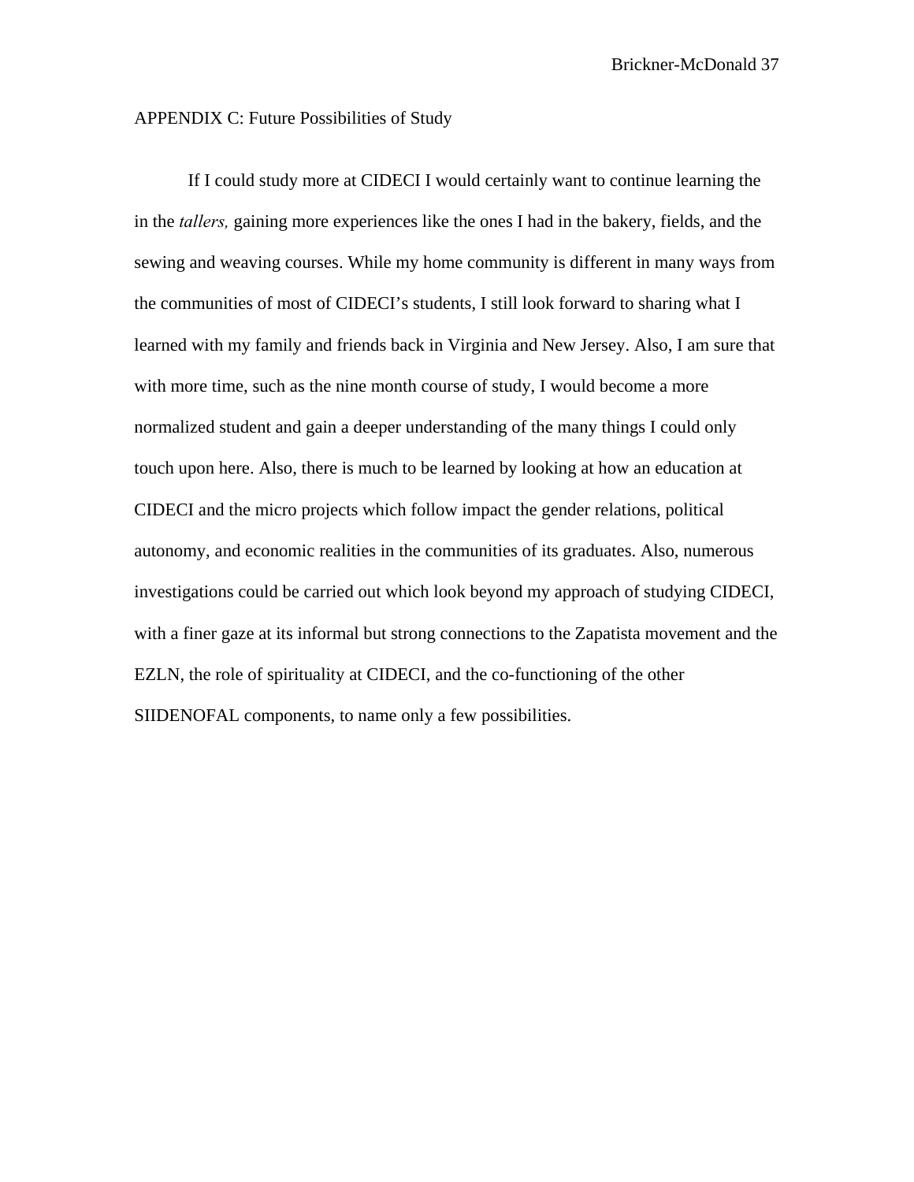APPENDIX C: Future Possibilities of Study

If I could study more at CIDECI I would certainly want to continue learning the in the *tallers,* gaining more experiences like the ones I had in the bakery, fields, and the sewing and weaving courses. While my home community is different in many ways from the communities of most of CIDECI's students, I still look forward to sharing what I learned with my family and friends back in Virginia and New Jersey. Also, I am sure that with more time, such as the nine month course of study, I would become a more normalized student and gain a deeper understanding of the many things I could only touch upon here. Also, there is much to be learned by looking at how an education at CIDECI and the micro projects which follow impact the gender relations, political autonomy, and economic realities in the communities of its graduates. Also, numerous investigations could be carried out which look beyond my approach of studying CIDECI, with a finer gaze at its informal but strong connections to the Zapatista movement and the EZLN, the role of spirituality at CIDECI, and the co-functioning of the other SIIDENOFAL components, to name only a few possibilities.